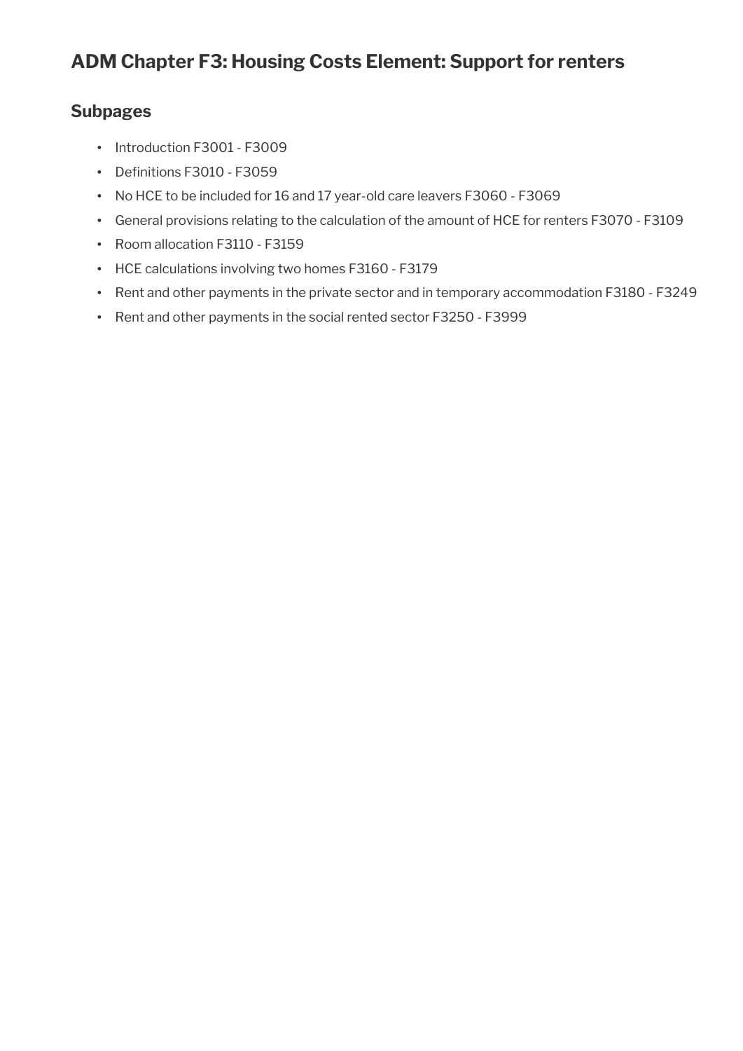# ADM Chapter F3: Housing Costs Element: Support for renters

## Subpages

- Introduction F3001 - F3009
- Definitions F3010 - F3059
- No HCE to be included for 16 and 17 year-old care leavers F3060 - F3069
- General provisions relating to the calculation of the amount of HCE for renters F3070 - F3109
- Room allocation F3110 - F3159
- HCE calculations involving two homes F3160 - F3179
- Rent and other payments in the private sector and in temporary accommodation F3180 - F3249
- Rent and other payments in the social rented sector F3250 - F3999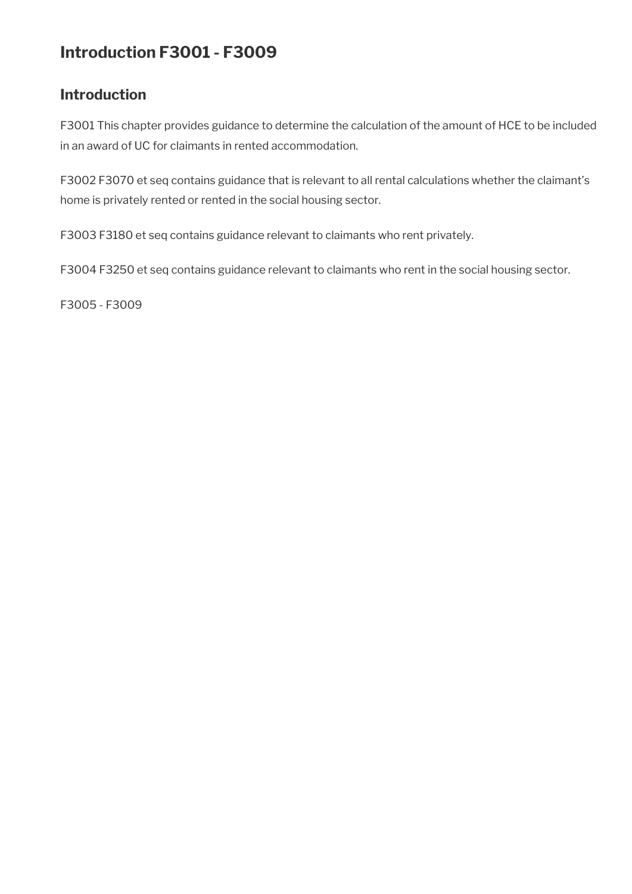# Introduction F3001 - F3009

## Introduction

F3001 This chapter provides guidance to determine the calculation of the amount of HCE to be included in an award of UC for claimants in rented accommodation.

F3002 F3070 et seq contains guidance that is relevant to all rental calculations whether the claimant's home is privately rented or rented in the social housing sector.

F3003 F3180 et seq contains guidance relevant to claimants who rent privately.

F3004 F3250 et seq contains guidance relevant to claimants who rent in the social housing sector.

F3005 - F3009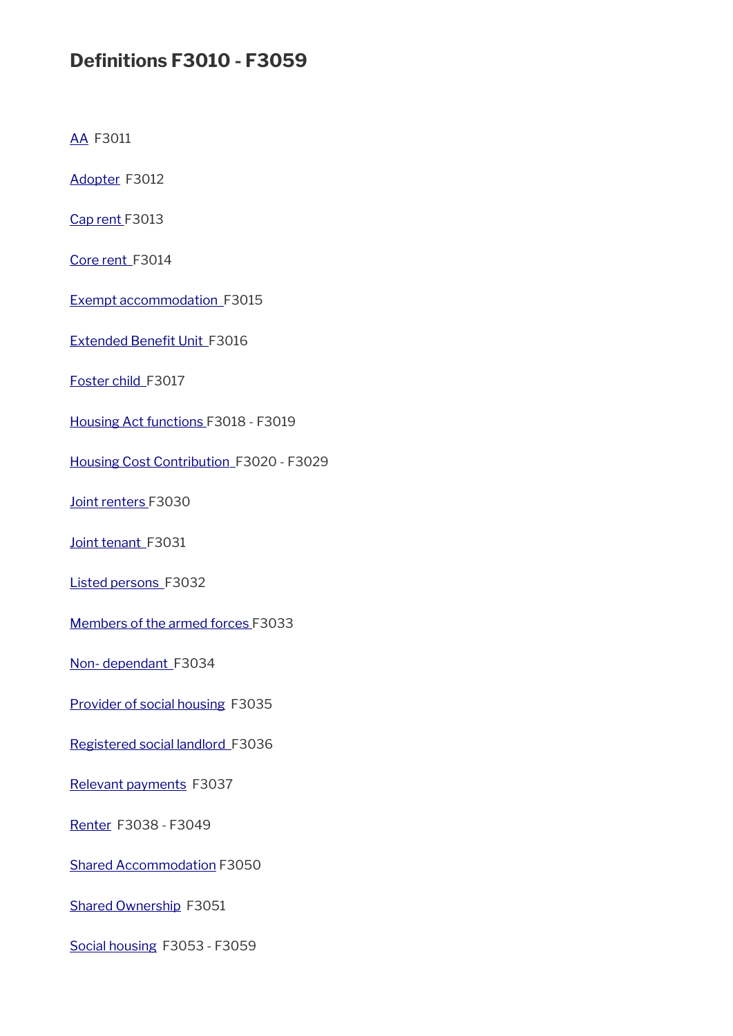# Definitions F3010 - F3059

AA F3011

Adopter F3012

Cap rent F3013

Core rent F3014

Exempt accommodation F3015

Extended Benefit Unit F3016

Foster child F3017

Housing Act functions F3018 - F3019

Housing Cost Contribution F3020 - F3029

Joint renters F3030

Joint tenant F3031

Listed persons F3032

Members of the armed forces F3033

Non- dependant F3034

Provider of social housing F3035

Registered social landlord F3036

Relevant payments F3037

Renter F3038 - F3049

Shared Accommodation F3050

Shared Ownership F3051

Social housing F3053 - F3059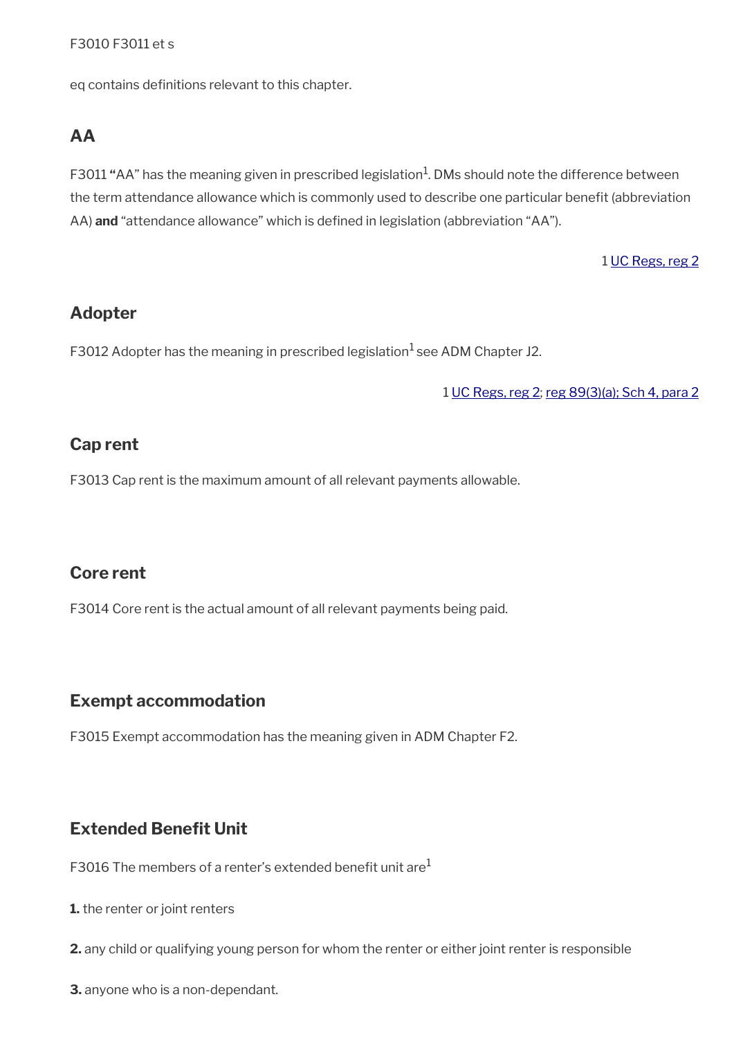F3010 F3011 et s

eq contains definitions relevant to this chapter.

## AA

F3011 **"**AA" has the meaning given in prescribed legislation[1]. DMs should note the difference between the term attendance allowance which is commonly used to describe one particular benefit (abbreviation AA) **and** "attendance allowance" which is defined in legislation (abbreviation "AA").

1 UC Regs, reg 2

## Adopter

F3012 Adopter has the meaning in prescribed legislation[1] see ADM Chapter J2.

1 UC Regs, reg 2; reg 89(3)(a); Sch 4, para 2

## Cap rent

F3013 Cap rent is the maximum amount of all relevant payments allowable.

## Core rent

F3014 Core rent is the actual amount of all relevant payments being paid.

## Exempt accommodation

F3015 Exempt accommodation has the meaning given in ADM Chapter F2.

## Extended Benefit Unit

F3016 The members of a renter's extended benefit unit are[1]

**1.** the renter or joint renters

**2.** any child or qualifying young person for whom the renter or either joint renter is responsible

**3.** anyone who is a non-dependant.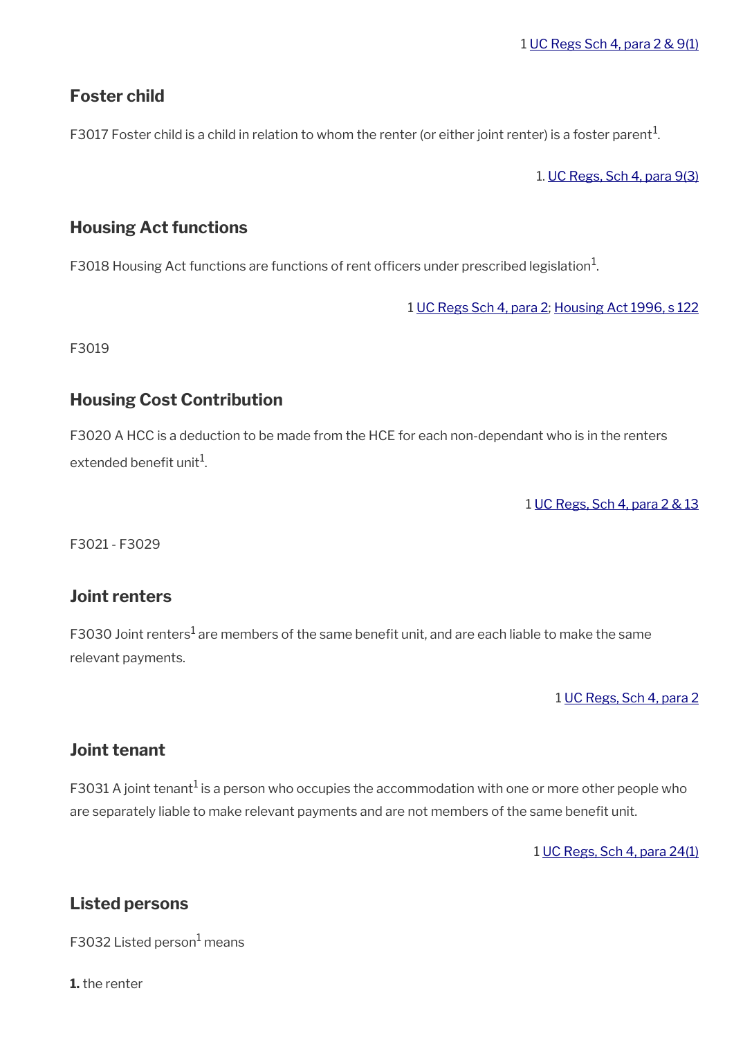1 UC Regs Sch 4, para 2 & 9(1)

### Foster child

F3017 Foster child is a child in relation to whom the renter (or either joint renter) is a foster parent[1].

1. UC Regs, Sch 4, para 9(3)

### Housing Act functions

F3018 Housing Act functions are functions of rent officers under prescribed legislation[1].

1 UC Regs Sch 4, para 2; Housing Act 1996, s 122

F3019

### Housing Cost Contribution

F3020 A HCC is a deduction to be made from the HCE for each non-dependant who is in the renters extended benefit unit[1].

1 UC Regs, Sch 4, para 2 & 13

F3021 - F3029

### Joint renters

F3030 Joint renters[1] are members of the same benefit unit, and are each liable to make the same relevant payments.

1 UC Regs, Sch 4, para 2

### Joint tenant

F3031 A joint tenant[1] is a person who occupies the accommodation with one or more other people who are separately liable to make relevant payments and are not members of the same benefit unit.

1 UC Regs, Sch 4, para 24(1)

### Listed persons

F3032 Listed person[1] means

**1.** the renter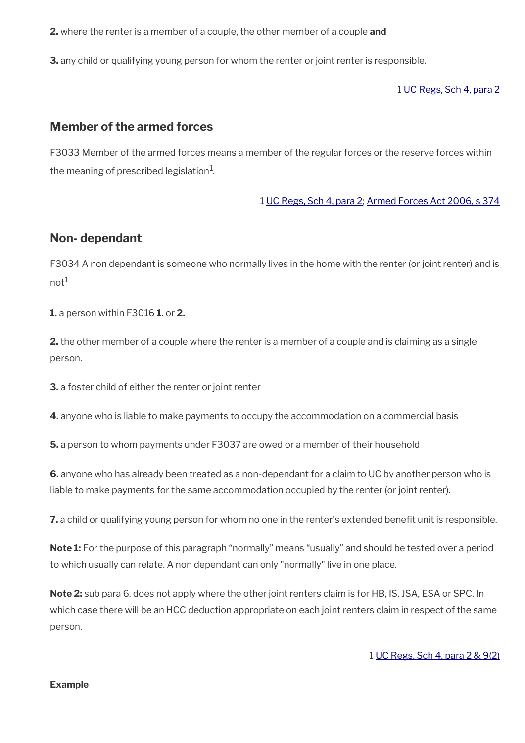**2.** where the renter is a member of a couple, the other member of a couple **and**

**3.** any child or qualifying young person for whom the renter or joint renter is responsible.

1 UC Regs, Sch 4, para 2

## Member of the armed forces

F3033 Member of the armed forces means a member of the regular forces or the reserve forces within the meaning of prescribed legislation[1].

1 UC Regs, Sch 4, para 2; Armed Forces Act 2006, s 374

## Non- dependant

F3034 A non dependant is someone who normally lives in the home with the renter (or joint renter) and is not[1]

**1.** a person within F3016 **1.** or **2.**

**2.** the other member of a couple where the renter is a member of a couple and is claiming as a single person.

**3.** a foster child of either the renter or joint renter

**4.** anyone who is liable to make payments to occupy the accommodation on a commercial basis

**5.** a person to whom payments under F3037 are owed or a member of their household

**6.** anyone who has already been treated as a non-dependant for a claim to UC by another person who is liable to make payments for the same accommodation occupied by the renter (or joint renter).

**7.** a child or qualifying young person for whom no one in the renter's extended benefit unit is responsible.

**Note 1:** For the purpose of this paragraph "normally" means "usually" and should be tested over a period to which usually can relate. A non dependant can only "normally" live in one place.

**Note 2:** sub para 6. does not apply where the other joint renters claim is for HB, IS, JSA, ESA or SPC. In which case there will be an HCC deduction appropriate on each joint renters claim in respect of the same person.

1 UC Regs, Sch 4, para 2 & 9(2)

**Example**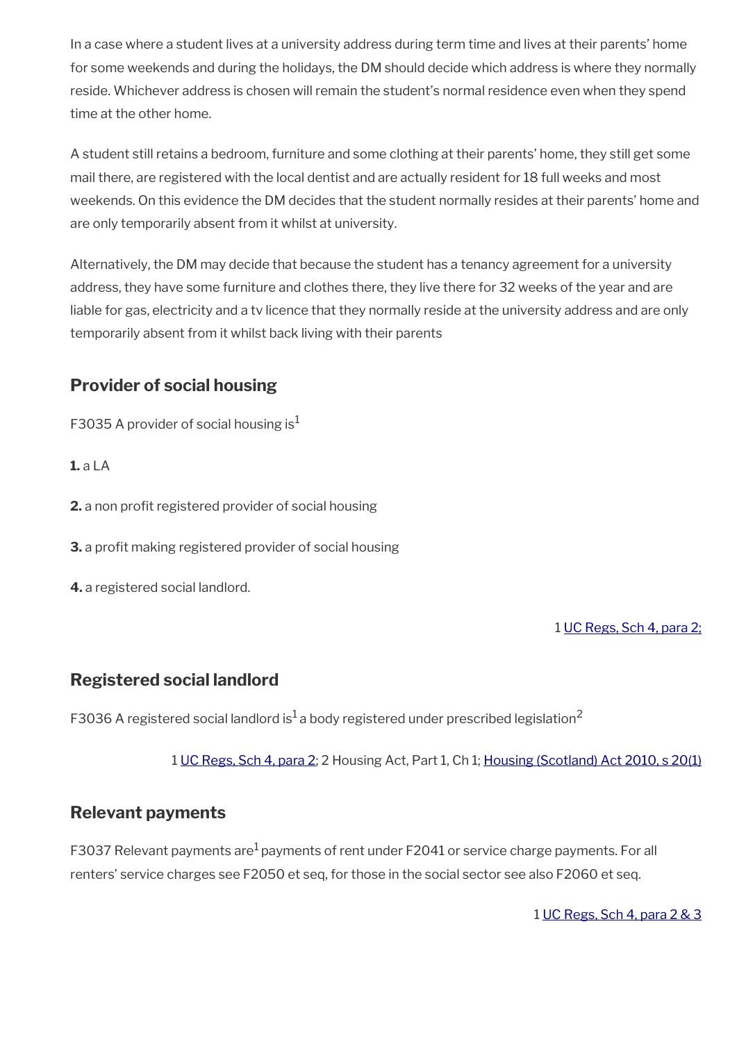In a case where a student lives at a university address during term time and lives at their parents' home for some weekends and during the holidays, the DM should decide which address is where they normally reside. Whichever address is chosen will remain the student's normal residence even when they spend time at the other home.

A student still retains a bedroom, furniture and some clothing at their parents' home, they still get some mail there, are registered with the local dentist and are actually resident for 18 full weeks and most weekends. On this evidence the DM decides that the student normally resides at their parents' home and are only temporarily absent from it whilst at university.

Alternatively, the DM may decide that because the student has a tenancy agreement for a university address, they have some furniture and clothes there, they live there for 32 weeks of the year and are liable for gas, electricity and a tv licence that they normally reside at the university address and are only temporarily absent from it whilst back living with their parents

## Provider of social housing

F3035 A provider of social housing is[1]

**1.** a LA

**2.** a non profit registered provider of social housing

**3.** a profit making registered provider of social housing

**4.** a registered social landlord.

1 UC Regs, Sch 4, para 2;

## Registered social landlord

F3036 A registered social landlord is[1] a body registered under prescribed legislation[2]

1 UC Regs, Sch 4, para 2; 2 Housing Act, Part 1, Ch 1; Housing (Scotland) Act 2010, s 20(1)

## Relevant payments

F3037 Relevant payments are[1] payments of rent under F2041 or service charge payments. For all renters' service charges see F2050 et seq, for those in the social sector see also F2060 et seq.

1 UC Regs, Sch 4, para 2 & 3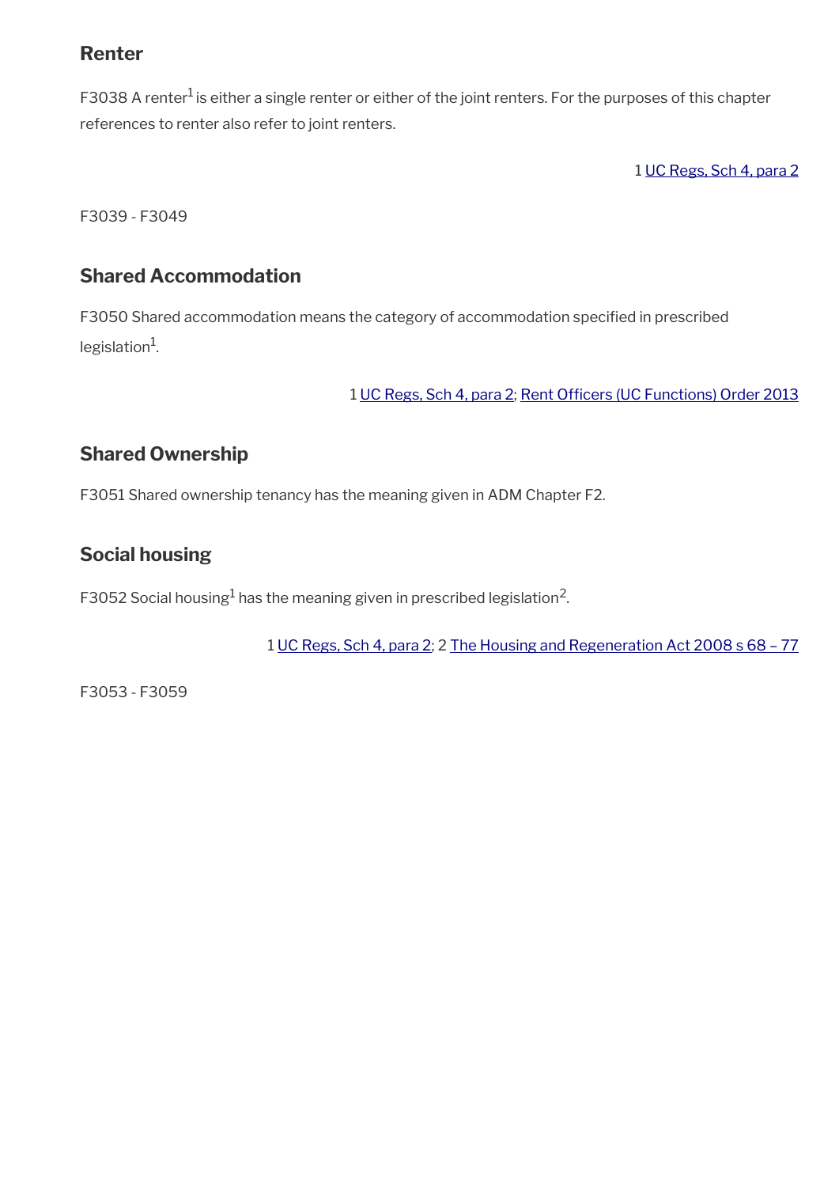## Renter

F3038 A renter[1] is either a single renter or either of the joint renters. For the purposes of this chapter references to renter also refer to joint renters.

1 UC Regs, Sch 4, para 2

F3039 - F3049

## Shared Accommodation

F3050 Shared accommodation means the category of accommodation specified in prescribed legislation[1].

1 UC Regs, Sch 4, para 2; Rent Officers (UC Functions) Order 2013

## Shared Ownership

F3051 Shared ownership tenancy has the meaning given in ADM Chapter F2.

## Social housing

F3052 Social housing[1] has the meaning given in prescribed legislation[2].

1 UC Regs, Sch 4, para 2; 2 The Housing and Regeneration Act 2008 s 68 – 77

F3053 - F3059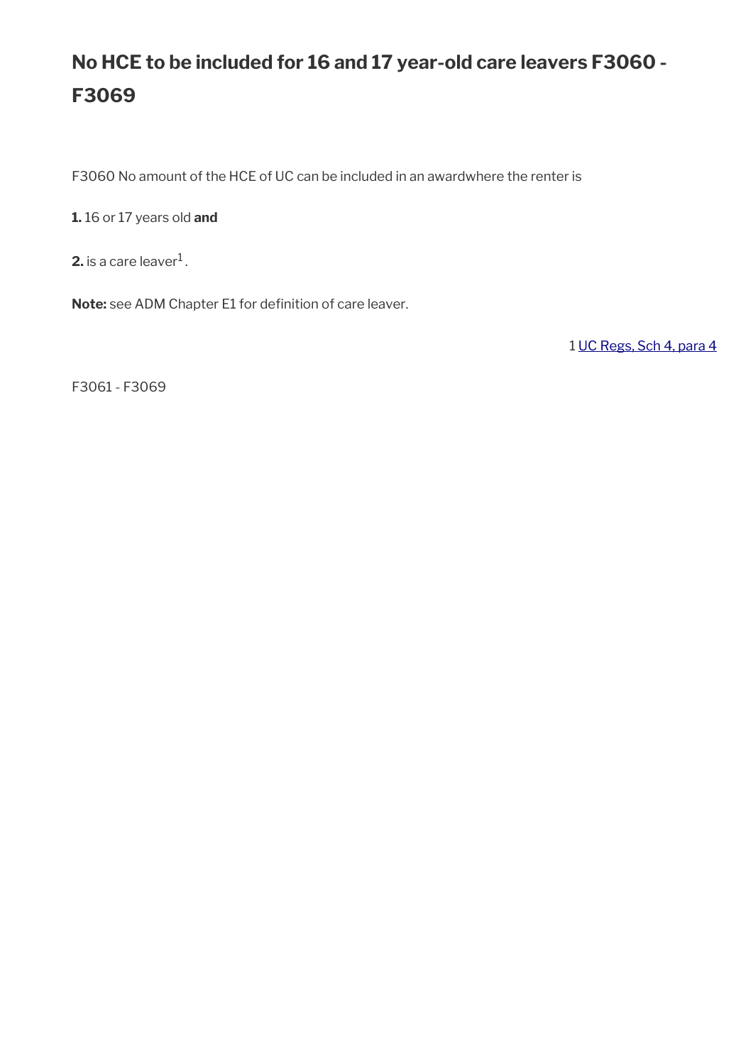## No HCE to be included for 16 and 17 year-old care leavers F3060 - F3069

F3060 No amount of the HCE of UC can be included in an awardwhere the renter is

**1.** 16 or 17 years old **and**

**2.** is a care leaver[1].

**Note:** see ADM Chapter E1 for definition of care leaver.

1 UC Regs, Sch 4, para 4

F3061 - F3069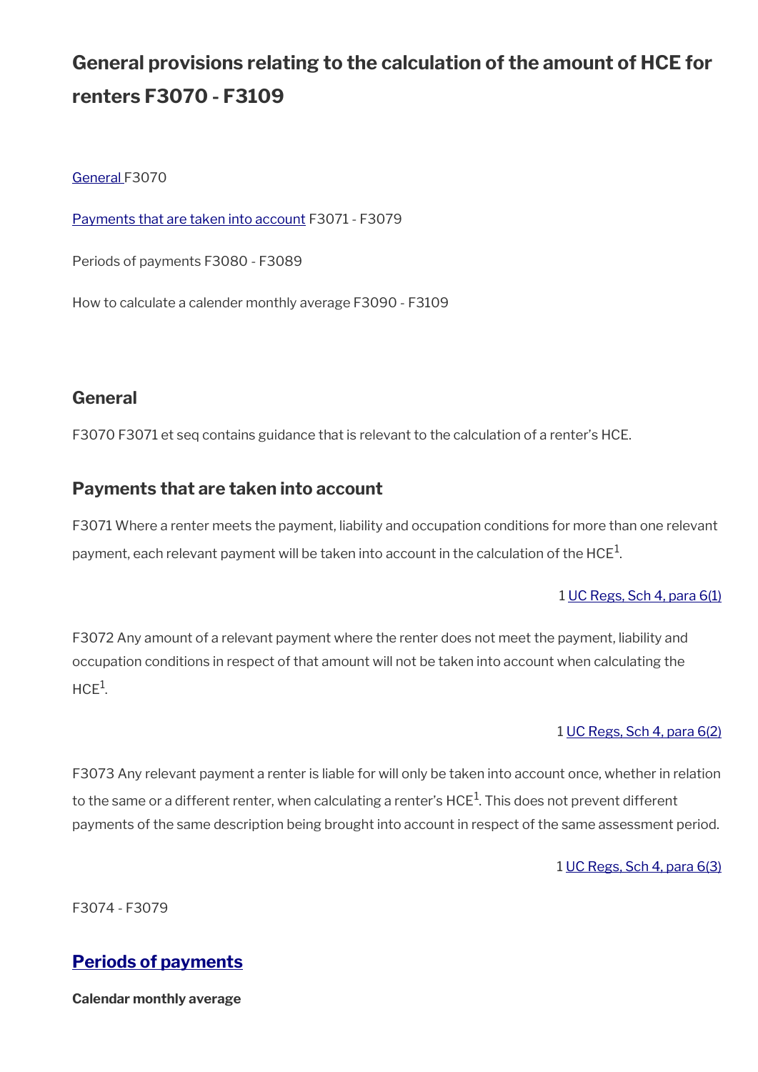# General provisions relating to the calculation of the amount of HCE for renters F3070 - F3109

[General ](#)F3070

[Payments that are taken into account](#) F3071 - F3079

Periods of payments F3080 - F3089

How to calculate a calender monthly average F3090 - F3109

## General

F3070 F3071 et seq contains guidance that is relevant to the calculation of a renter's HCE.

## Payments that are taken into account

F3071 Where a renter meets the payment, liability and occupation conditions for more than one relevant payment, each relevant payment will be taken into account in the calculation of the HCE[1].

1 [UC Regs, Sch 4, para 6(1)](#)

F3072 Any amount of a relevant payment where the renter does not meet the payment, liability and occupation conditions in respect of that amount will not be taken into account when calculating the HCE[1].

1 [UC Regs, Sch 4, para 6(2)](#)

F3073 Any relevant payment a renter is liable for will only be taken into account once, whether in relation to the same or a different renter, when calculating a renter's HCE[1]. This does not prevent different payments of the same description being brought into account in respect of the same assessment period.

1 [UC Regs, Sch 4, para 6(3)](#)

F3074 - F3079

## [Periods of payments](#)

**Calendar monthly average**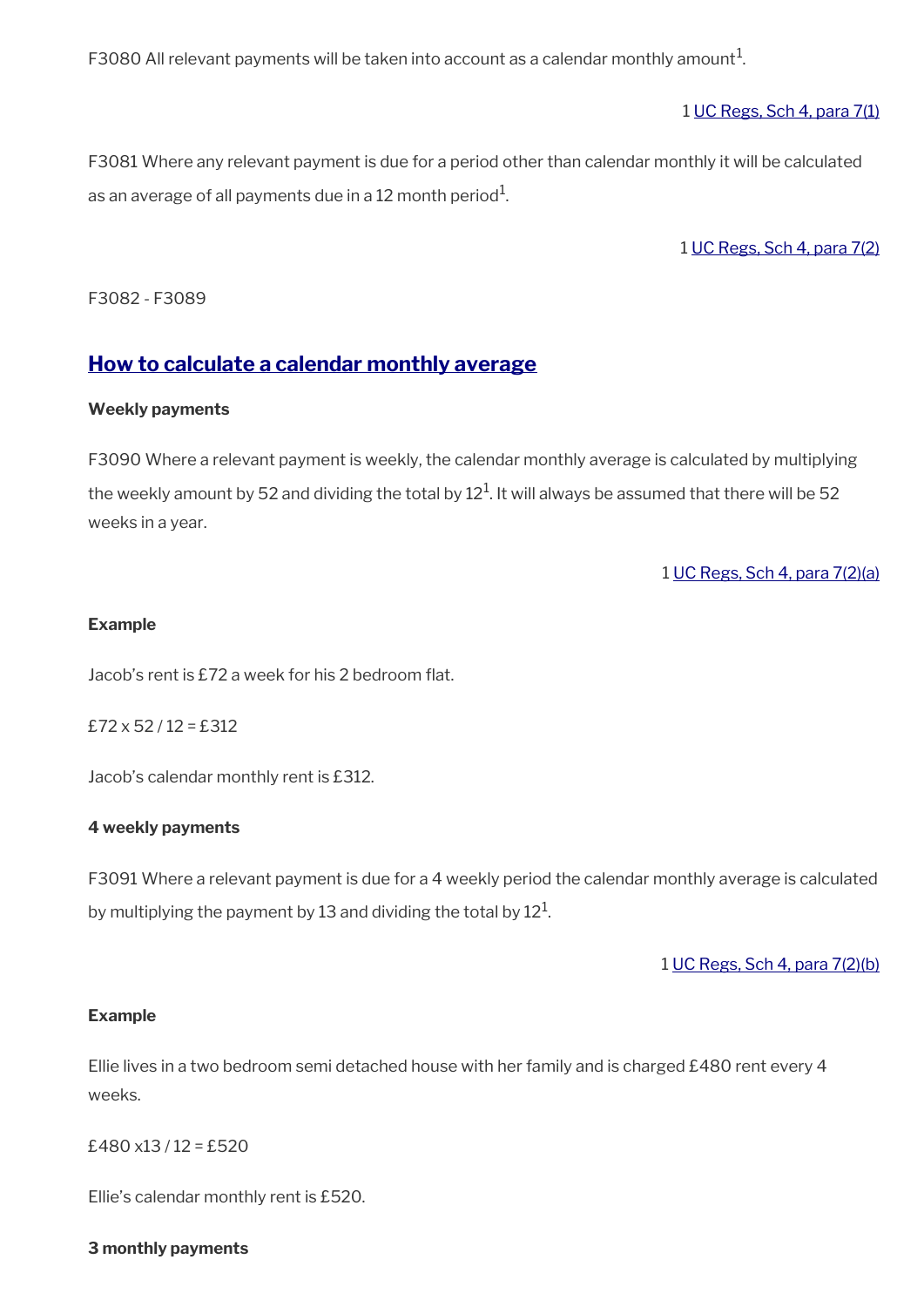F3080 All relevant payments will be taken into account as a calendar monthly amount[1].

1 [UC Regs, Sch 4, para 7(1)]

F3081 Where any relevant payment is due for a period other than calendar monthly it will be calculated as an average of all payments due in a 12 month period[1].

1 [UC Regs, Sch 4, para 7(2)]

F3082 - F3089

## How to calculate a calendar monthly average

**Weekly payments**

F3090 Where a relevant payment is weekly, the calendar monthly average is calculated by multiplying the weekly amount by 52 and dividing the total by 12[1]. It will always be assumed that there will be 52 weeks in a year.

1 [UC Regs, Sch 4, para 7(2)(a)]

**Example**

Jacob's rent is £72 a week for his 2 bedroom flat.

£72 x 52 / 12 = £312

Jacob's calendar monthly rent is £312.

**4 weekly payments**

F3091 Where a relevant payment is due for a 4 weekly period the calendar monthly average is calculated by multiplying the payment by 13 and dividing the total by 12[1].

1 [UC Regs, Sch 4, para 7(2)(b)]

**Example**

Ellie lives in a two bedroom semi detached house with her family and is charged £480 rent every 4 weeks.

£480 x13 / 12 = £520

Ellie's calendar monthly rent is £520.

**3 monthly payments**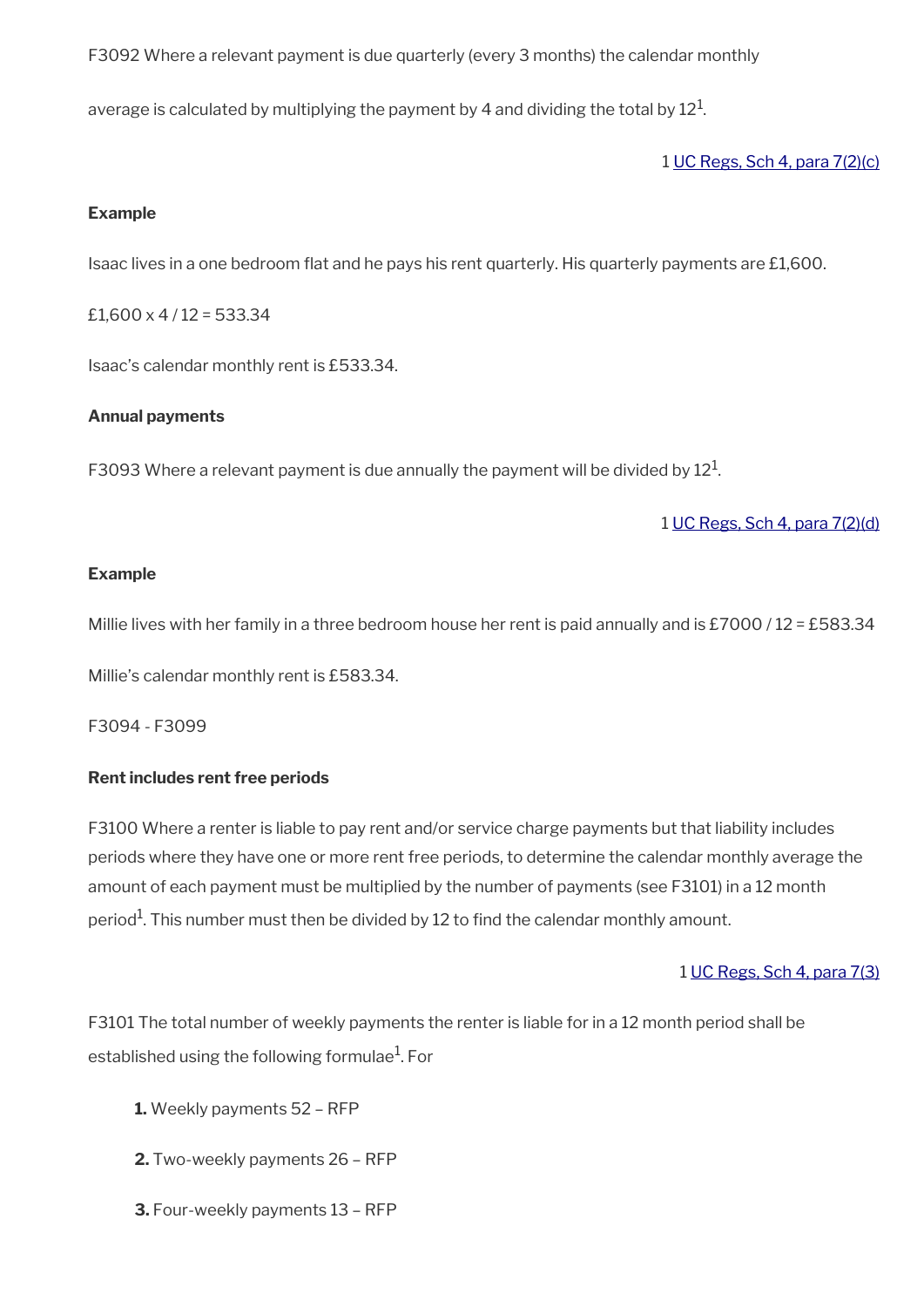F3092 Where a relevant payment is due quarterly (every 3 months) the calendar monthly

average is calculated by multiplying the payment by 4 and dividing the total by 12[1].

1 UC Regs, Sch 4, para 7(2)(c)

**Example**

Isaac lives in a one bedroom flat and he pays his rent quarterly. His quarterly payments are £1,600.

£1,600 x 4 / 12 = 533.34

Isaac's calendar monthly rent is £533.34.

**Annual payments**

F3093 Where a relevant payment is due annually the payment will be divided by 12[1].

1 UC Regs, Sch 4, para 7(2)(d)

**Example**

Millie lives with her family in a three bedroom house her rent is paid annually and is £7000 / 12 = £583.34

Millie's calendar monthly rent is £583.34.

F3094 - F3099

**Rent includes rent free periods**

F3100 Where a renter is liable to pay rent and/or service charge payments but that liability includes periods where they have one or more rent free periods, to determine the calendar monthly average the amount of each payment must be multiplied by the number of payments (see F3101) in a 12 month period[1]. This number must then be divided by 12 to find the calendar monthly amount.

1 UC Regs, Sch 4, para 7(3)

F3101 The total number of weekly payments the renter is liable for in a 12 month period shall be established using the following formulae[1]. For

1. Weekly payments 52 – RFP
2. Two-weekly payments 26 – RFP
3. Four-weekly payments 13 – RFP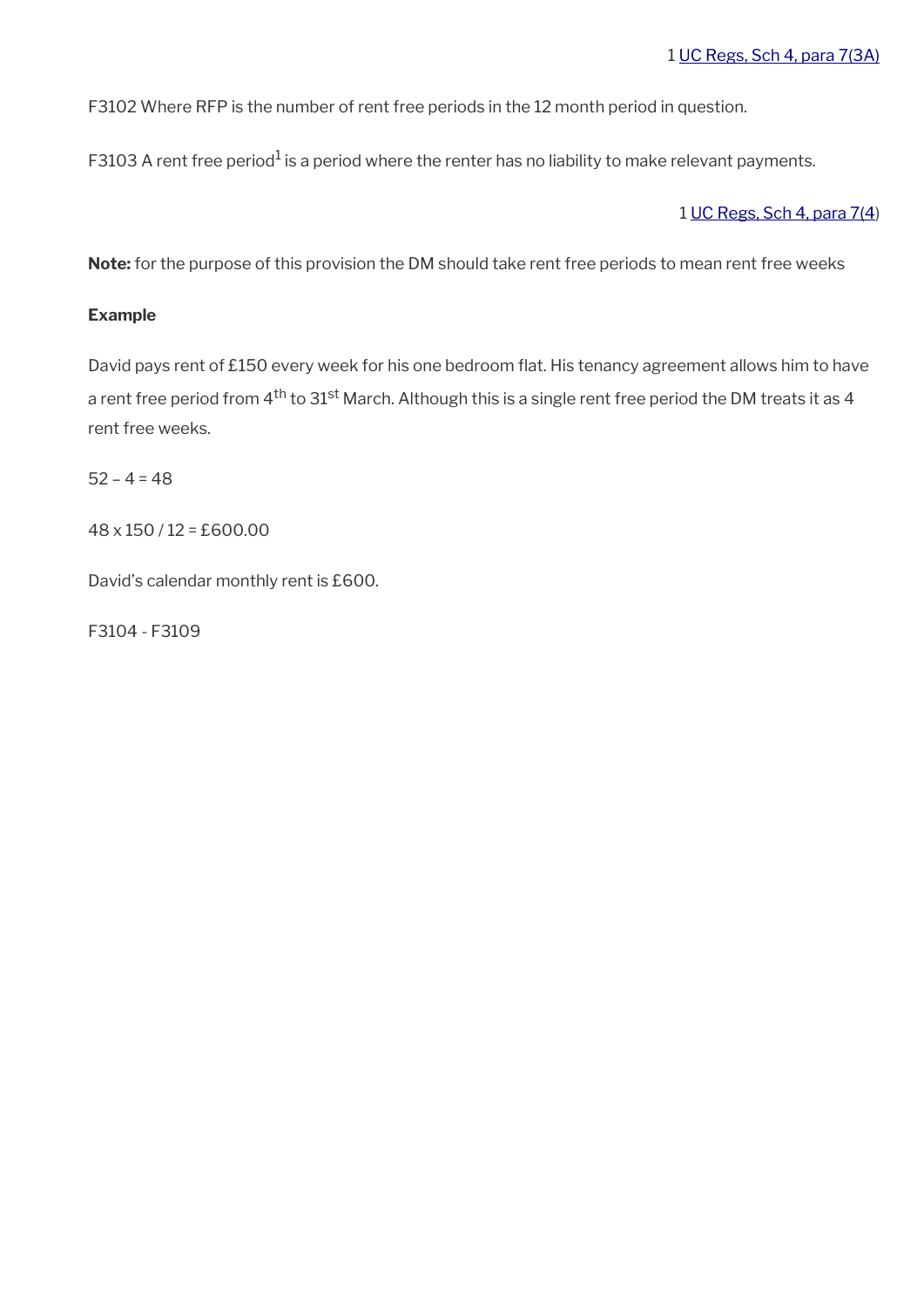1 UC Regs, Sch 4, para 7(3A)

F3102 Where RFP is the number of rent free periods in the 12 month period in question.

F3103 A rent free period[1] is a period where the renter has no liability to make relevant payments.

1 UC Regs, Sch 4, para 7(4)

**Note:** for the purpose of this provision the DM should take rent free periods to mean rent free weeks

**Example**

David pays rent of £150 every week for his one bedroom flat. His tenancy agreement allows him to have a rent free period from 4th to 31st March. Although this is a single rent free period the DM treats it as 4 rent free weeks.

52 – 4 = 48

48 x 150 / 12 = £600.00

David's calendar monthly rent is £600.

F3104 - F3109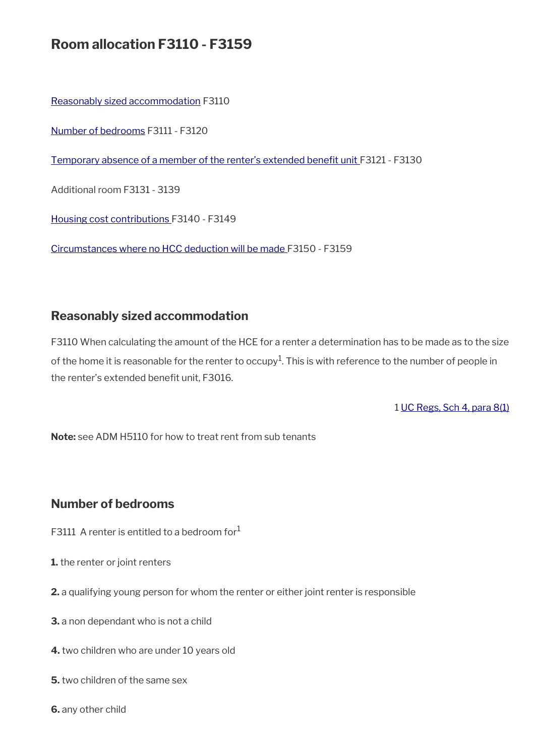## Room allocation F3110 - F3159

Reasonably sized accommodation F3110

Number of bedrooms F3111 - F3120

Temporary absence of a member of the renter's extended benefit unit F3121 - F3130

Additional room F3131 - 3139

Housing cost contributions F3140 - F3149

Circumstances where no HCC deduction will be made F3150 - F3159

### Reasonably sized accommodation

F3110 When calculating the amount of the HCE for a renter a determination has to be made as to the size of the home it is reasonable for the renter to occupy[1]. This is with reference to the number of people in the renter's extended benefit unit, F3016.

1 UC Regs, Sch 4, para 8(1)

**Note:** see ADM H5110 for how to treat rent from sub tenants

### Number of bedrooms

F3111 A renter is entitled to a bedroom for[1]

**1.** the renter or joint renters

**2.** a qualifying young person for whom the renter or either joint renter is responsible

**3.** a non dependant who is not a child

**4.** two children who are under 10 years old

**5.** two children of the same sex

**6.** any other child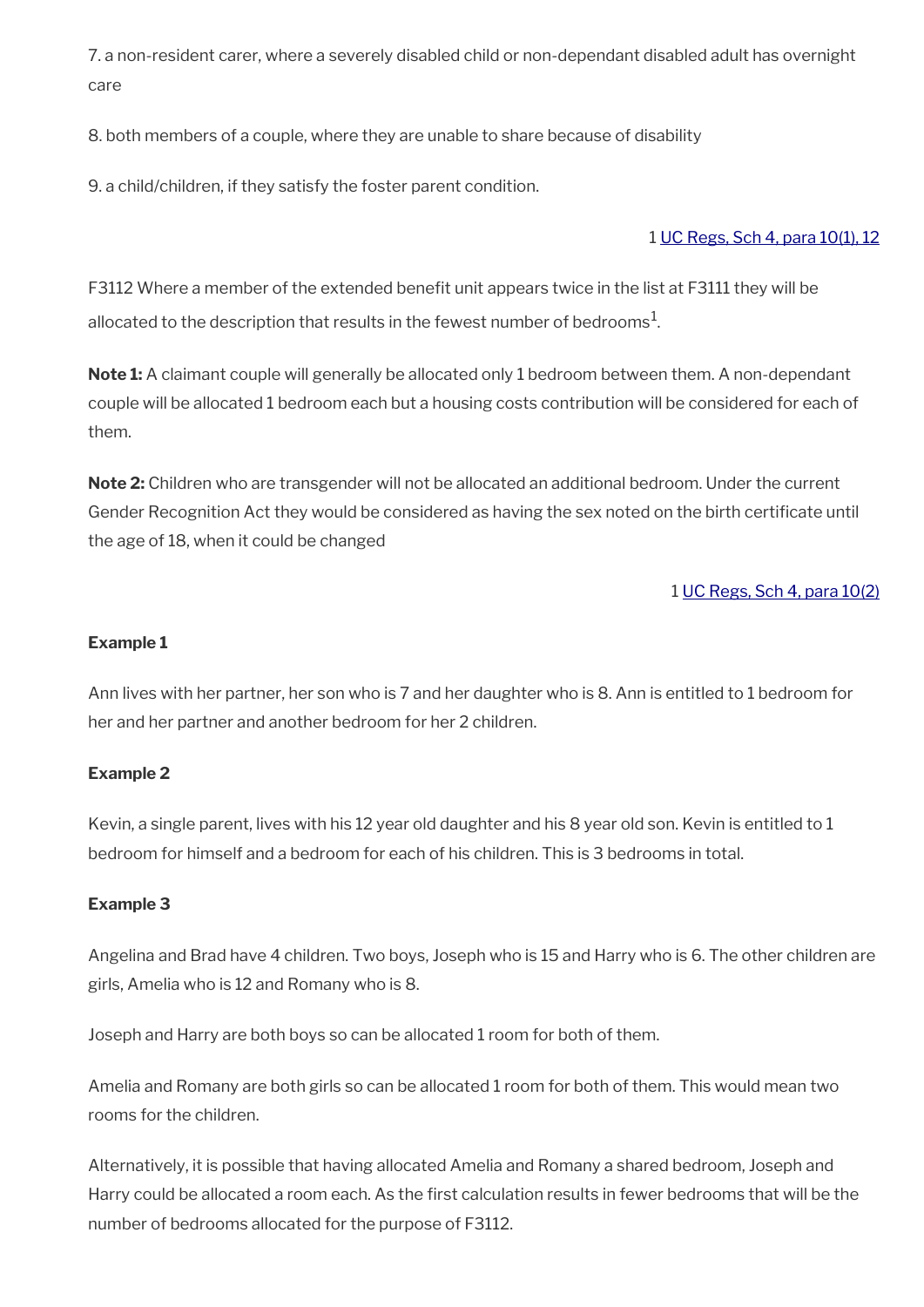7. a non-resident carer, where a severely disabled child or non-dependant disabled adult has overnight care

8. both members of a couple, where they are unable to share because of disability

9. a child/children, if they satisfy the foster parent condition.

1 UC Regs, Sch 4, para 10(1), 12

F3112 Where a member of the extended benefit unit appears twice in the list at F3111 they will be allocated to the description that results in the fewest number of bedrooms[1].

**Note 1:** A claimant couple will generally be allocated only 1 bedroom between them. A non-dependant couple will be allocated 1 bedroom each but a housing costs contribution will be considered for each of them.

**Note 2:** Children who are transgender will not be allocated an additional bedroom. Under the current Gender Recognition Act they would be considered as having the sex noted on the birth certificate until the age of 18, when it could be changed

1 UC Regs, Sch 4, para 10(2)

**Example 1**

Ann lives with her partner, her son who is 7 and her daughter who is 8. Ann is entitled to 1 bedroom for her and her partner and another bedroom for her 2 children.

**Example 2**

Kevin, a single parent, lives with his 12 year old daughter and his 8 year old son. Kevin is entitled to 1 bedroom for himself and a bedroom for each of his children. This is 3 bedrooms in total.

**Example 3**

Angelina and Brad have 4 children. Two boys, Joseph who is 15 and Harry who is 6. The other children are girls, Amelia who is 12 and Romany who is 8.

Joseph and Harry are both boys so can be allocated 1 room for both of them.

Amelia and Romany are both girls so can be allocated 1 room for both of them. This would mean two rooms for the children.

Alternatively, it is possible that having allocated Amelia and Romany a shared bedroom, Joseph and Harry could be allocated a room each. As the first calculation results in fewer bedrooms that will be the number of bedrooms allocated for the purpose of F3112.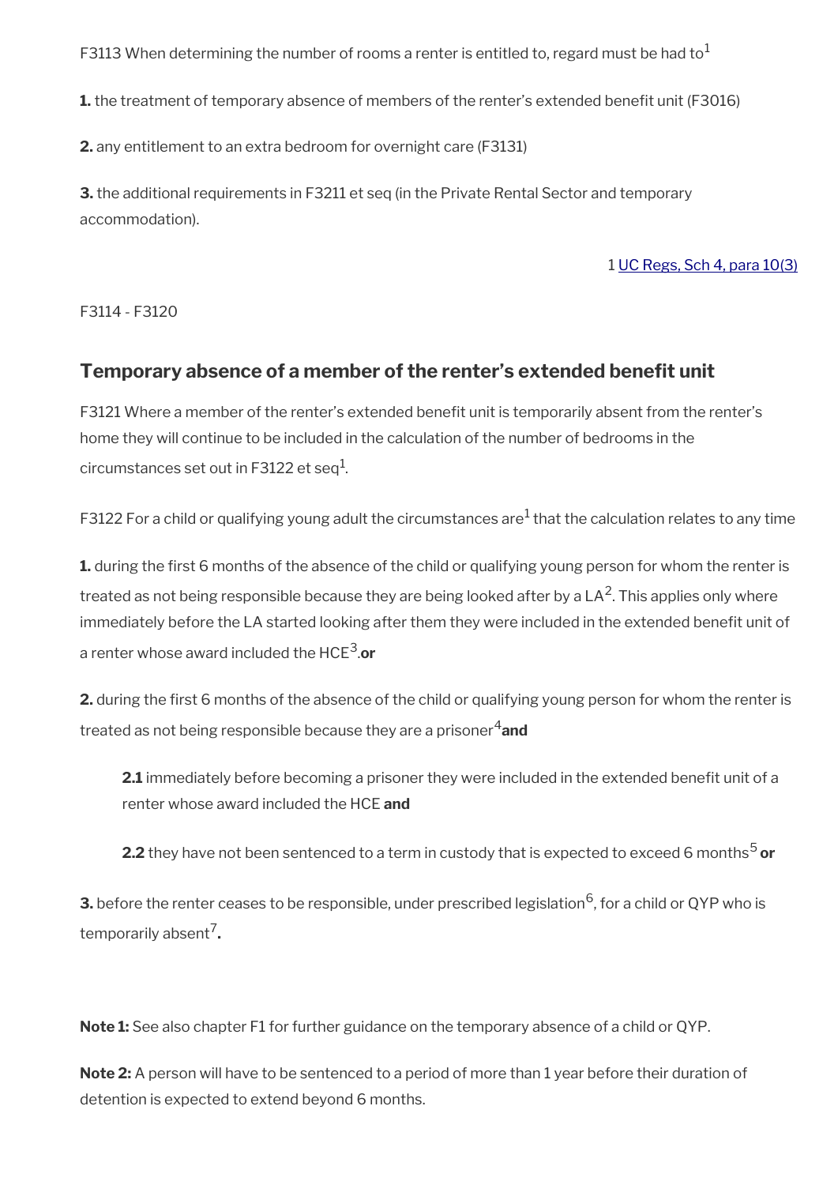F3113 When determining the number of rooms a renter is entitled to, regard must be had to[1]

**1.** the treatment of temporary absence of members of the renter's extended benefit unit (F3016)

**2.** any entitlement to an extra bedroom for overnight care (F3131)

**3.** the additional requirements in F3211 et seq (in the Private Rental Sector and temporary accommodation).

1 UC Regs, Sch 4, para 10(3)

F3114 - F3120

## Temporary absence of a member of the renter's extended benefit unit

F3121 Where a member of the renter's extended benefit unit is temporarily absent from the renter's home they will continue to be included in the calculation of the number of bedrooms in the circumstances set out in F3122 et seq[1].

F3122 For a child or qualifying young adult the circumstances are[1] that the calculation relates to any time

**1.** during the first 6 months of the absence of the child or qualifying young person for whom the renter is treated as not being responsible because they are being looked after by a LA[2]. This applies only where immediately before the LA started looking after them they were included in the extended benefit unit of a renter whose award included the HCE[3].**or**

**2.** during the first 6 months of the absence of the child or qualifying young person for whom the renter is treated as not being responsible because they are a prisoner[4]**and**

> **2.1** immediately before becoming a prisoner they were included in the extended benefit unit of a renter whose award included the HCE **and**
>
> **2.2** they have not been sentenced to a term in custody that is expected to exceed 6 months[5] **or**

**3.** before the renter ceases to be responsible, under prescribed legislation[6], for a child or QYP who is temporarily absent[7]**.**

**Note 1:** See also chapter F1 for further guidance on the temporary absence of a child or QYP.

**Note 2:** A person will have to be sentenced to a period of more than 1 year before their duration of detention is expected to extend beyond 6 months.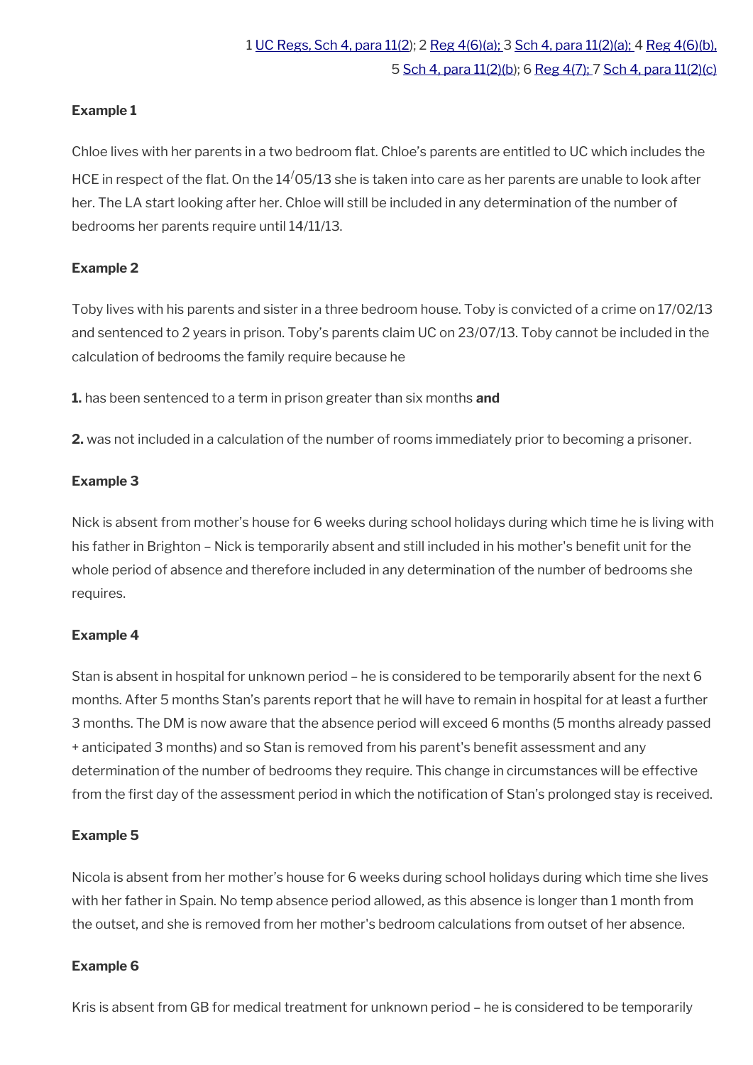1 UC Regs, Sch 4, para 11(2); 2 Reg 4(6)(a); 3 Sch 4, para 11(2)(a); 4 Reg 4(6)(b), 5 Sch 4, para 11(2)(b); 6 Reg 4(7); 7 Sch 4, para 11(2)(c)

**Example 1**

Chloe lives with her parents in a two bedroom flat. Chloe's parents are entitled to UC which includes the HCE in respect of the flat. On the 14/05/13 she is taken into care as her parents are unable to look after her. The LA start looking after her. Chloe will still be included in any determination of the number of bedrooms her parents require until 14/11/13.

**Example 2**

Toby lives with his parents and sister in a three bedroom house. Toby is convicted of a crime on 17/02/13 and sentenced to 2 years in prison. Toby's parents claim UC on 23/07/13. Toby cannot be included in the calculation of bedrooms the family require because he

**1.** has been sentenced to a term in prison greater than six months **and**

**2.** was not included in a calculation of the number of rooms immediately prior to becoming a prisoner.

**Example 3**

Nick is absent from mother's house for 6 weeks during school holidays during which time he is living with his father in Brighton – Nick is temporarily absent and still included in his mother's benefit unit for the whole period of absence and therefore included in any determination of the number of bedrooms she requires.

**Example 4**

Stan is absent in hospital for unknown period – he is considered to be temporarily absent for the next 6 months. After 5 months Stan's parents report that he will have to remain in hospital for at least a further 3 months. The DM is now aware that the absence period will exceed 6 months (5 months already passed + anticipated 3 months) and so Stan is removed from his parent's benefit assessment and any determination of the number of bedrooms they require. This change in circumstances will be effective from the first day of the assessment period in which the notification of Stan's prolonged stay is received.

**Example 5**

Nicola is absent from her mother's house for 6 weeks during school holidays during which time she lives with her father in Spain. No temp absence period allowed, as this absence is longer than 1 month from the outset, and she is removed from her mother's bedroom calculations from outset of her absence.

**Example 6**

Kris is absent from GB for medical treatment for unknown period – he is considered to be temporarily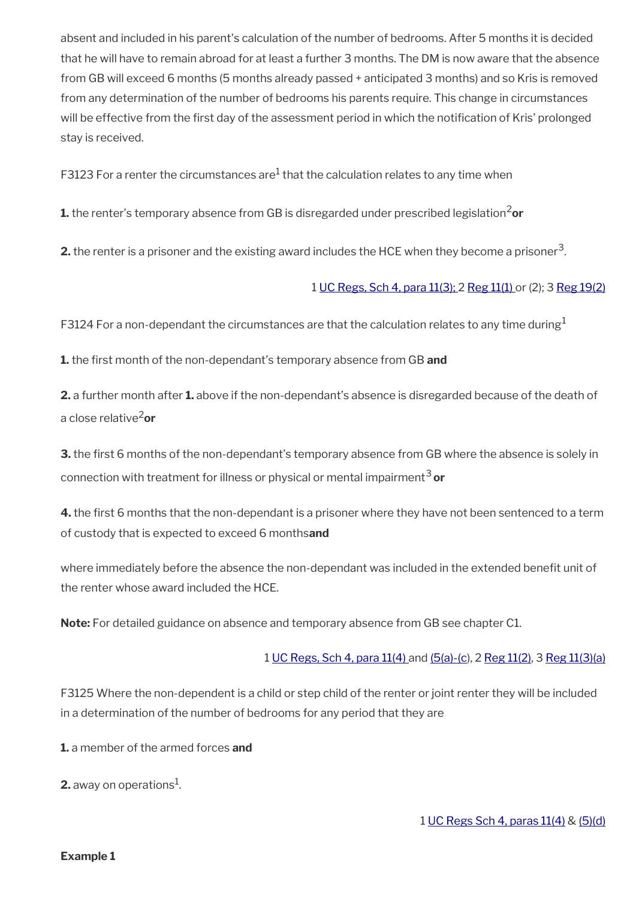absent and included in his parent's calculation of the number of bedrooms. After 5 months it is decided that he will have to remain abroad for at least a further 3 months. The DM is now aware that the absence from GB will exceed 6 months (5 months already passed + anticipated 3 months) and so Kris is removed from any determination of the number of bedrooms his parents require. This change in circumstances will be effective from the first day of the assessment period in which the notification of Kris' prolonged stay is received.

F3123 For a renter the circumstances are[1] that the calculation relates to any time when

**1.** the renter's temporary absence from GB is disregarded under prescribed legislation[2] **or**

**2.** the renter is a prisoner and the existing award includes the HCE when they become a prisoner[3].

1 UC Regs, Sch 4, para 11(3); 2 Reg 11(1) or (2); 3 Reg 19(2)

F3124 For a non-dependant the circumstances are that the calculation relates to any time during[1]

**1.** the first month of the non-dependant's temporary absence from GB **and**

**2.** a further month after **1.** above if the non-dependant's absence is disregarded because of the death of a close relative[2] **or**

**3.** the first 6 months of the non-dependant's temporary absence from GB where the absence is solely in connection with treatment for illness or physical or mental impairment[3] **or**

**4.** the first 6 months that the non-dependant is a prisoner where they have not been sentenced to a term of custody that is expected to exceed 6 months **and**

where immediately before the absence the non-dependant was included in the extended benefit unit of the renter whose award included the HCE.

**Note:** For detailed guidance on absence and temporary absence from GB see chapter C1.

1 UC Regs, Sch 4, para 11(4) and (5(a)-(c), 2 Reg 11(2), 3 Reg 11(3)(a)

F3125 Where the non-dependent is a child or step child of the renter or joint renter they will be included in a determination of the number of bedrooms for any period that they are

**1.** a member of the armed forces **and**

**2.** away on operations[1].

1 UC Regs Sch 4, paras 11(4) & (5)(d)

**Example 1**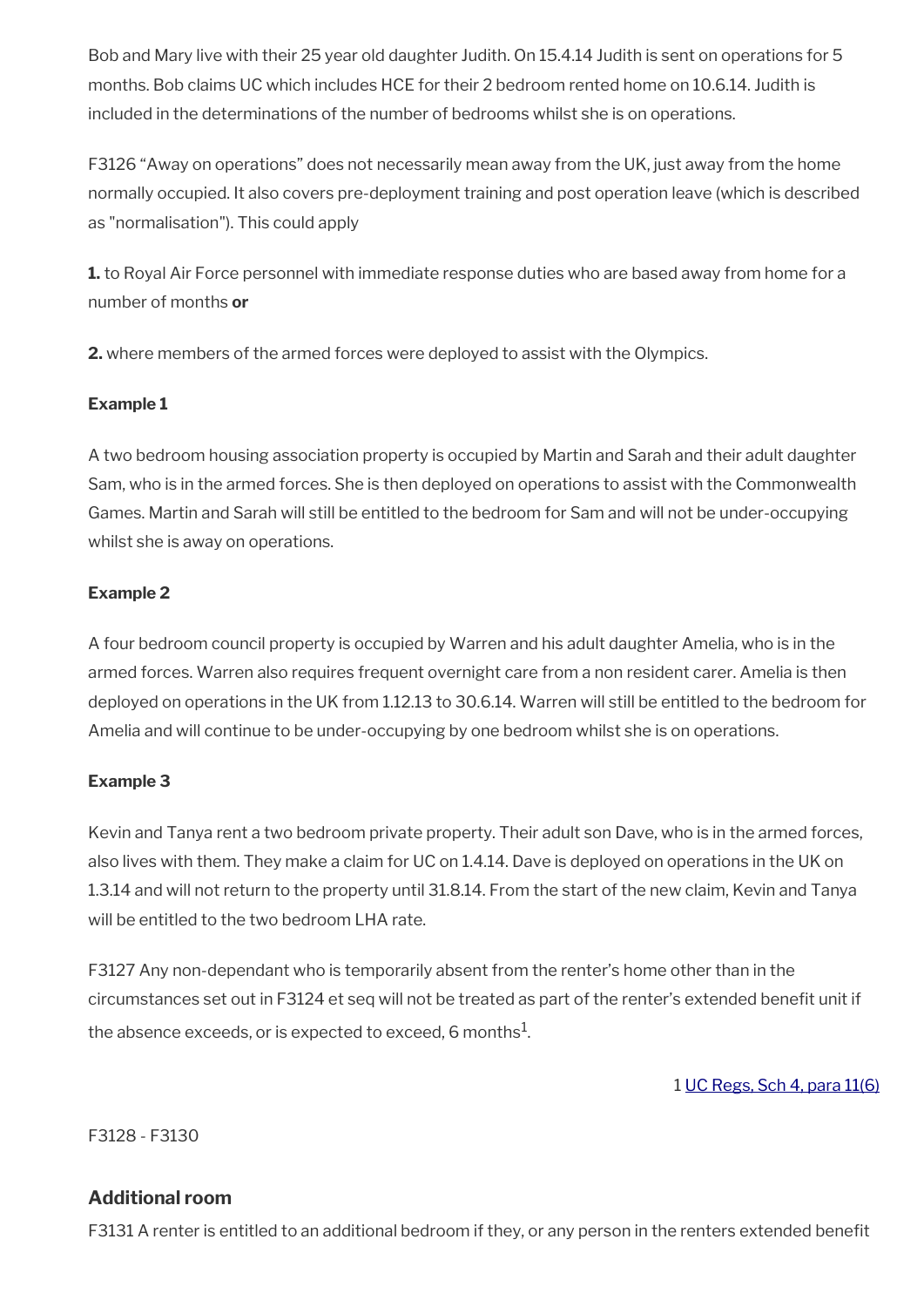Bob and Mary live with their 25 year old daughter Judith. On 15.4.14 Judith is sent on operations for 5 months. Bob claims UC which includes HCE for their 2 bedroom rented home on 10.6.14. Judith is included in the determinations of the number of bedrooms whilst she is on operations.

F3126 “Away on operations” does not necessarily mean away from the UK, just away from the home normally occupied. It also covers pre-deployment training and post operation leave (which is described as "normalisation"). This could apply

**1.** to Royal Air Force personnel with immediate response duties who are based away from home for a number of months **or**

**2.** where members of the armed forces were deployed to assist with the Olympics.

**Example 1**

A two bedroom housing association property is occupied by Martin and Sarah and their adult daughter Sam, who is in the armed forces. She is then deployed on operations to assist with the Commonwealth Games. Martin and Sarah will still be entitled to the bedroom for Sam and will not be under-occupying whilst she is away on operations.

**Example 2**

A four bedroom council property is occupied by Warren and his adult daughter Amelia, who is in the armed forces. Warren also requires frequent overnight care from a non resident carer. Amelia is then deployed on operations in the UK from 1.12.13 to 30.6.14. Warren will still be entitled to the bedroom for Amelia and will continue to be under-occupying by one bedroom whilst she is on operations.

**Example 3**

Kevin and Tanya rent a two bedroom private property. Their adult son Dave, who is in the armed forces, also lives with them. They make a claim for UC on 1.4.14. Dave is deployed on operations in the UK on 1.3.14 and will not return to the property until 31.8.14. From the start of the new claim, Kevin and Tanya will be entitled to the two bedroom LHA rate.

F3127 Any non-dependant who is temporarily absent from the renter’s home other than in the circumstances set out in F3124 et seq will not be treated as part of the renter’s extended benefit unit if the absence exceeds, or is expected to exceed, 6 months[1].

1 UC Regs, Sch 4, para 11(6)

F3128 - F3130

## Additional room

F3131 A renter is entitled to an additional bedroom if they, or any person in the renters extended benefit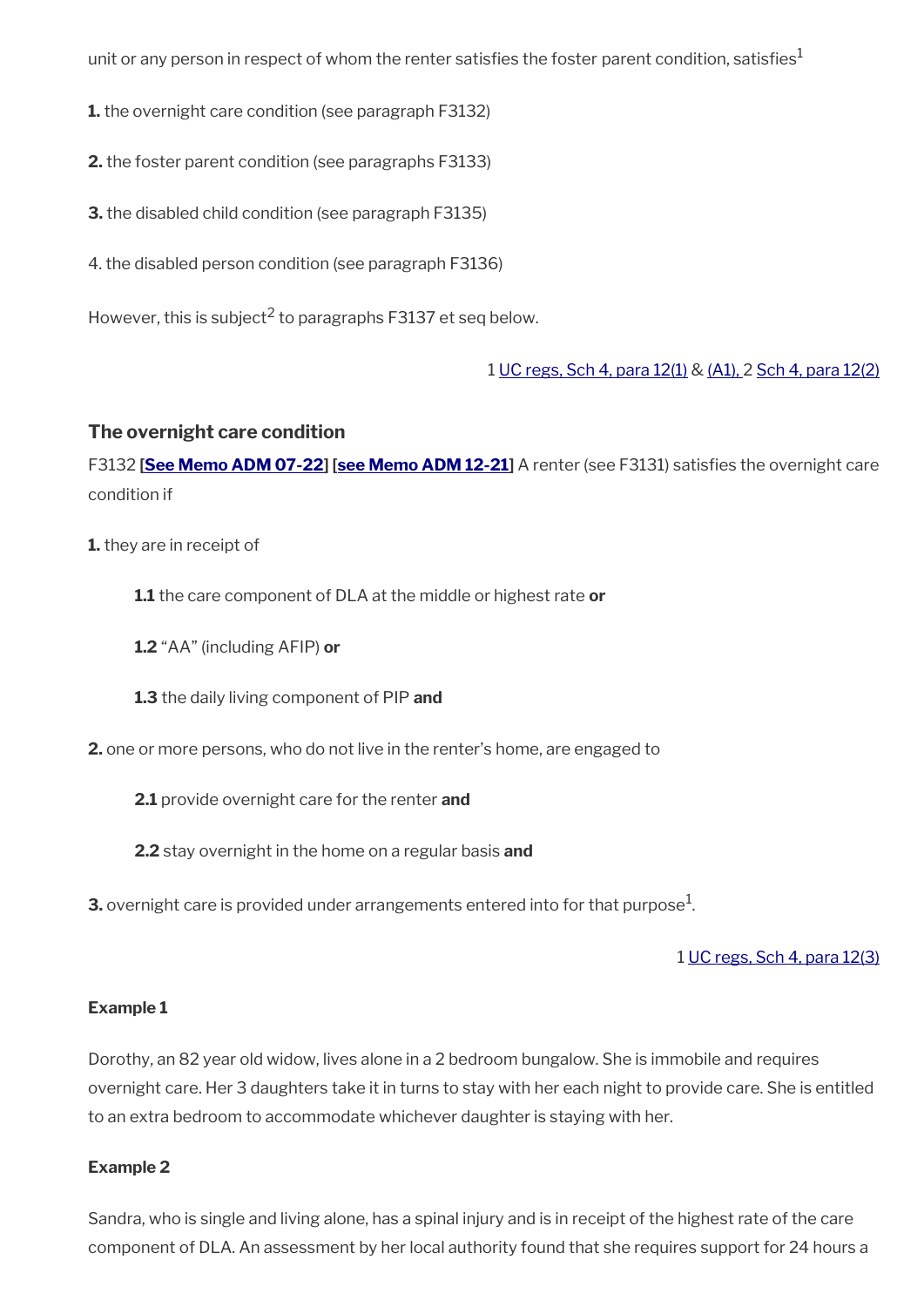unit or any person in respect of whom the renter satisfies the foster parent condition, satisfies[1]

**1.** the overnight care condition (see paragraph F3132)

**2.** the foster parent condition (see paragraphs F3133)

**3.** the disabled child condition (see paragraph F3135)

4. the disabled person condition (see paragraph F3136)

However, this is subject[2] to paragraphs F3137 et seq below.

1 UC regs, Sch 4, para 12(1) & (A1), 2 Sch 4, para 12(2)

### The overnight care condition

F3132 **[See Memo ADM 07-22] [see Memo ADM 12-21]** A renter (see F3131) satisfies the overnight care condition if

**1.** they are in receipt of

**1.1** the care component of DLA at the middle or highest rate **or**

**1.2** "AA" (including AFIP) **or**

**1.3** the daily living component of PIP **and**

**2.** one or more persons, who do not live in the renter's home, are engaged to

**2.1** provide overnight care for the renter **and**

**2.2** stay overnight in the home on a regular basis **and**

**3.** overnight care is provided under arrangements entered into for that purpose[1].

1 UC regs, Sch 4, para 12(3)

**Example 1**

Dorothy, an 82 year old widow, lives alone in a 2 bedroom bungalow. She is immobile and requires overnight care. Her 3 daughters take it in turns to stay with her each night to provide care. She is entitled to an extra bedroom to accommodate whichever daughter is staying with her.

**Example 2**

Sandra, who is single and living alone, has a spinal injury and is in receipt of the highest rate of the care component of DLA. An assessment by her local authority found that she requires support for 24 hours a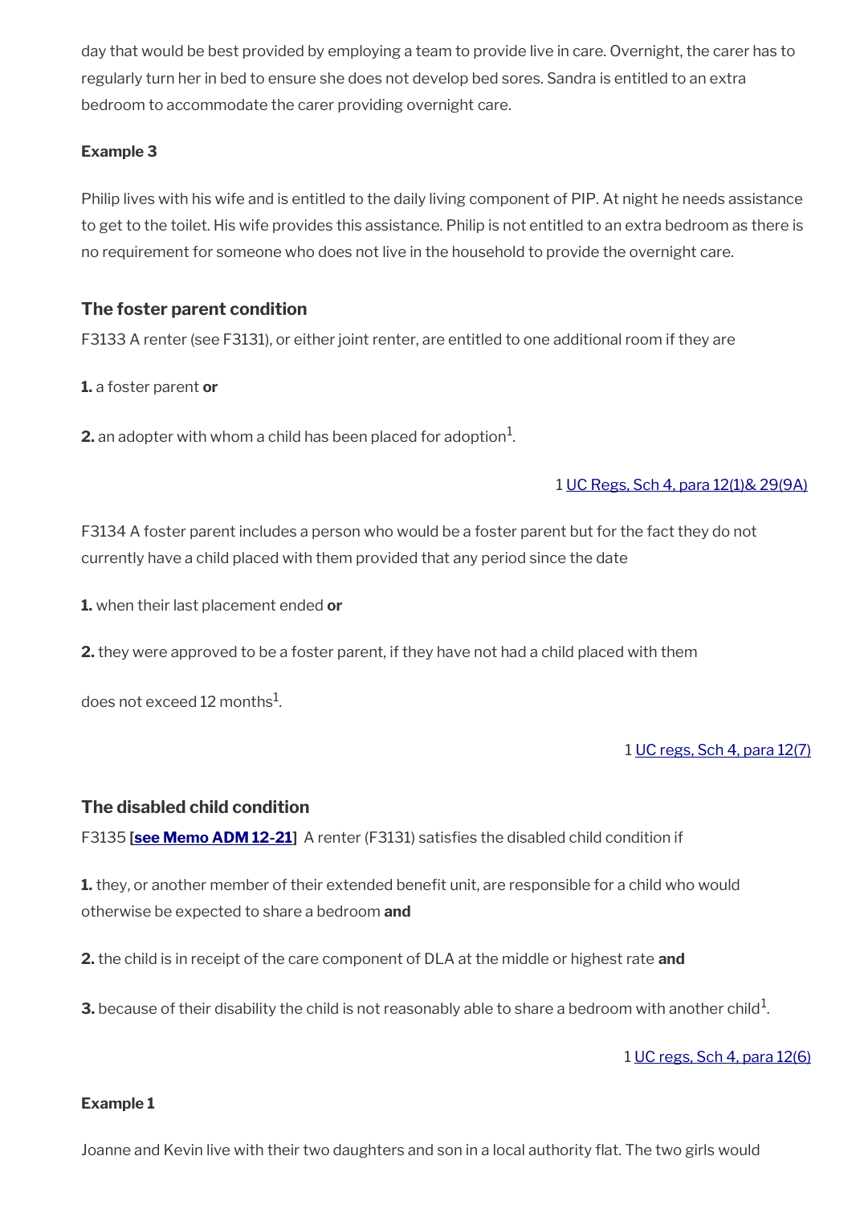day that would be best provided by employing a team to provide live in care. Overnight, the carer has to regularly turn her in bed to ensure she does not develop bed sores. Sandra is entitled to an extra bedroom to accommodate the carer providing overnight care.

**Example 3**

Philip lives with his wife and is entitled to the daily living component of PIP. At night he needs assistance to get to the toilet. His wife provides this assistance. Philip is not entitled to an extra bedroom as there is no requirement for someone who does not live in the household to provide the overnight care.

### The foster parent condition

F3133 A renter (see F3131), or either joint renter, are entitled to one additional room if they are

**1.** a foster parent **or**

**2.** an adopter with whom a child has been placed for adoption[1].

1 UC Regs, Sch 4, para 12(1)& 29(9A)

F3134 A foster parent includes a person who would be a foster parent but for the fact they do not currently have a child placed with them provided that any period since the date

**1.** when their last placement ended **or**

**2.** they were approved to be a foster parent, if they have not had a child placed with them

does not exceed 12 months[1].

1 UC regs, Sch 4, para 12(7)

### The disabled child condition

F3135 **[see Memo ADM 12-21]** A renter (F3131) satisfies the disabled child condition if

**1.** they, or another member of their extended benefit unit, are responsible for a child who would otherwise be expected to share a bedroom **and**

**2.** the child is in receipt of the care component of DLA at the middle or highest rate **and**

**3.** because of their disability the child is not reasonably able to share a bedroom with another child[1].

1 UC regs, Sch 4, para 12(6)

**Example 1**

Joanne and Kevin live with their two daughters and son in a local authority flat. The two girls would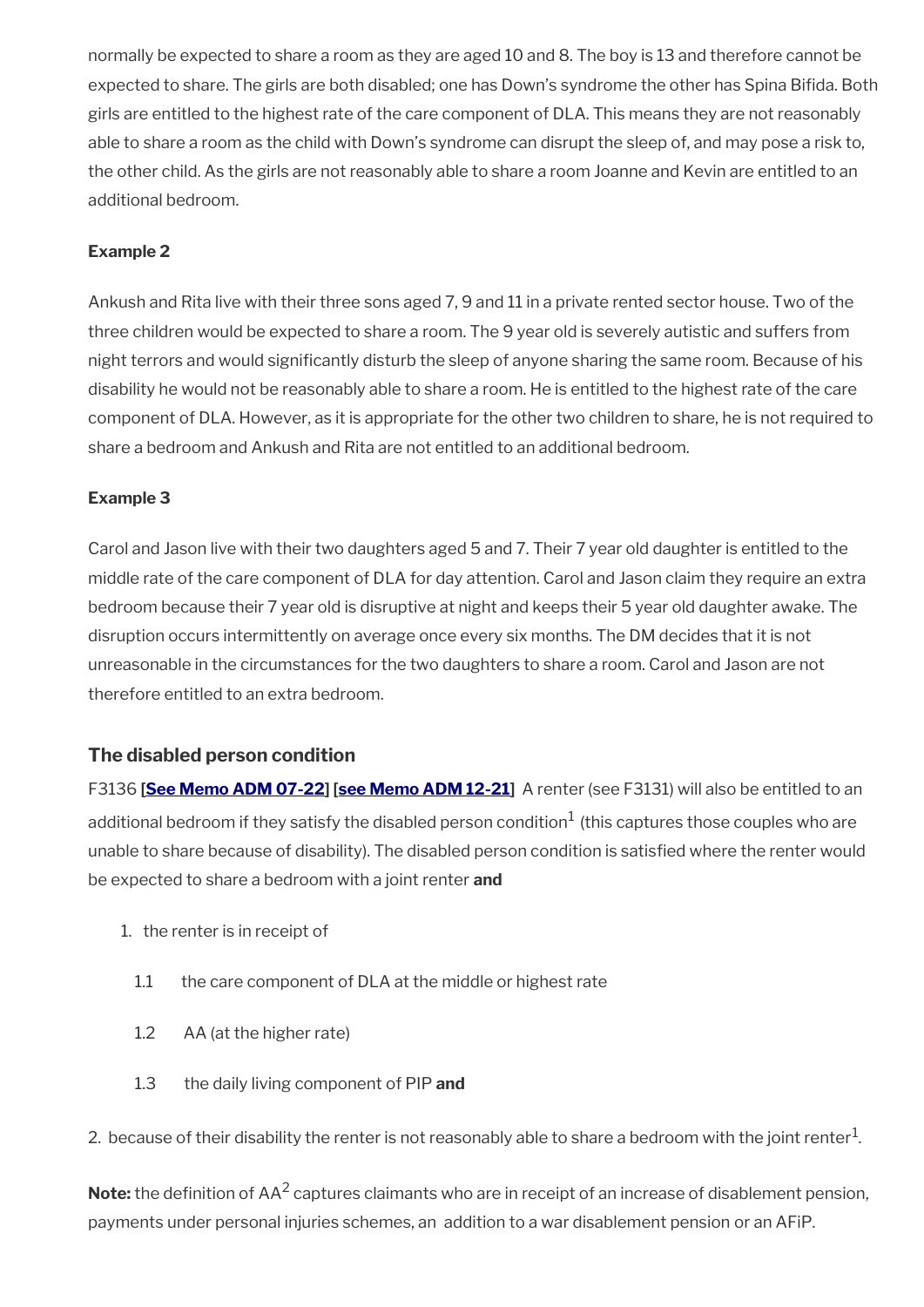normally be expected to share a room as they are aged 10 and 8. The boy is 13 and therefore cannot be expected to share. The girls are both disabled; one has Down's syndrome the other has Spina Bifida. Both girls are entitled to the highest rate of the care component of DLA. This means they are not reasonably able to share a room as the child with Down's syndrome can disrupt the sleep of, and may pose a risk to, the other child. As the girls are not reasonably able to share a room Joanne and Kevin are entitled to an additional bedroom.

**Example 2**

Ankush and Rita live with their three sons aged 7, 9 and 11 in a private rented sector house. Two of the three children would be expected to share a room. The 9 year old is severely autistic and suffers from night terrors and would significantly disturb the sleep of anyone sharing the same room. Because of his disability he would not be reasonably able to share a room. He is entitled to the highest rate of the care component of DLA. However, as it is appropriate for the other two children to share, he is not required to share a bedroom and Ankush and Rita are not entitled to an additional bedroom.

**Example 3**

Carol and Jason live with their two daughters aged 5 and 7. Their 7 year old daughter is entitled to the middle rate of the care component of DLA for day attention. Carol and Jason claim they require an extra bedroom because their 7 year old is disruptive at night and keeps their 5 year old daughter awake. The disruption occurs intermittently on average once every six months. The DM decides that it is not unreasonable in the circumstances for the two daughters to share a room. Carol and Jason are not therefore entitled to an extra bedroom.

### The disabled person condition

F3136 **[See Memo ADM 07-22] [see Memo ADM 12-21]** A renter (see F3131) will also be entitled to an additional bedroom if they satisfy the disabled person condition[1] (this captures those couples who are unable to share because of disability). The disabled person condition is satisfied where the renter would be expected to share a bedroom with a joint renter **and**

1. the renter is in receipt of

   1.1 the care component of DLA at the middle or highest rate

   1.2 AA (at the higher rate)

   1.3 the daily living component of PIP **and**

2. because of their disability the renter is not reasonably able to share a bedroom with the joint renter[1].

**Note:** the definition of AA[2] captures claimants who are in receipt of an increase of disablement pension, payments under personal injuries schemes, an addition to a war disablement pension or an AFiP.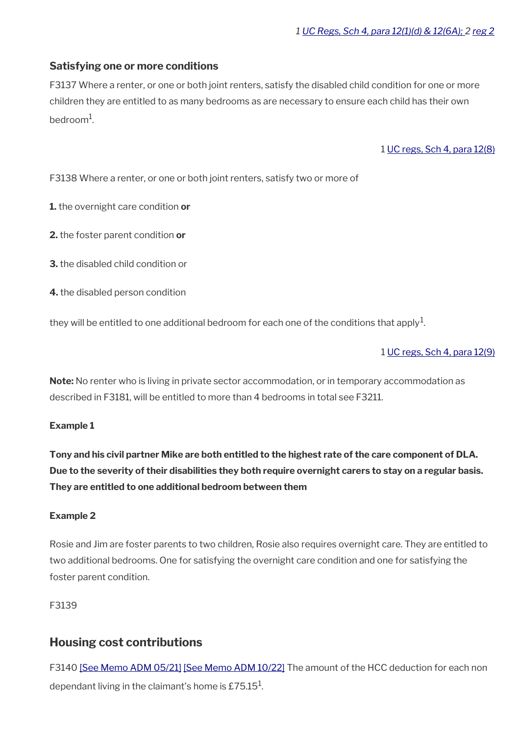*1 UC Regs, Sch 4, para 12(1)(d) & 12(6A); 2 reg 2*

### Satisfying one or more conditions

F3137 Where a renter, or one or both joint renters, satisfy the disabled child condition for one or more children they are entitled to as many bedrooms as are necessary to ensure each child has their own bedroom[1].

1 UC regs, Sch 4, para 12(8)

F3138 Where a renter, or one or both joint renters, satisfy two or more of

**1.** the overnight care condition **or**

**2.** the foster parent condition **or**

**3.** the disabled child condition or

**4.** the disabled person condition

they will be entitled to one additional bedroom for each one of the conditions that apply[1].

1 UC regs, Sch 4, para 12(9)

**Note:** No renter who is living in private sector accommodation, or in temporary accommodation as described in F3181, will be entitled to more than 4 bedrooms in total see F3211.

**Example 1**

**Tony and his civil partner Mike are both entitled to the highest rate of the care component of DLA. Due to the severity of their disabilities they both require overnight carers to stay on a regular basis. They are entitled to one additional bedroom between them**

**Example 2**

Rosie and Jim are foster parents to two children, Rosie also requires overnight care. They are entitled to two additional bedrooms. One for satisfying the overnight care condition and one for satisfying the foster parent condition.

F3139

## Housing cost contributions

F3140 [See Memo ADM 05/21] [See Memo ADM 10/22] The amount of the HCC deduction for each non dependant living in the claimant's home is £75.15[1].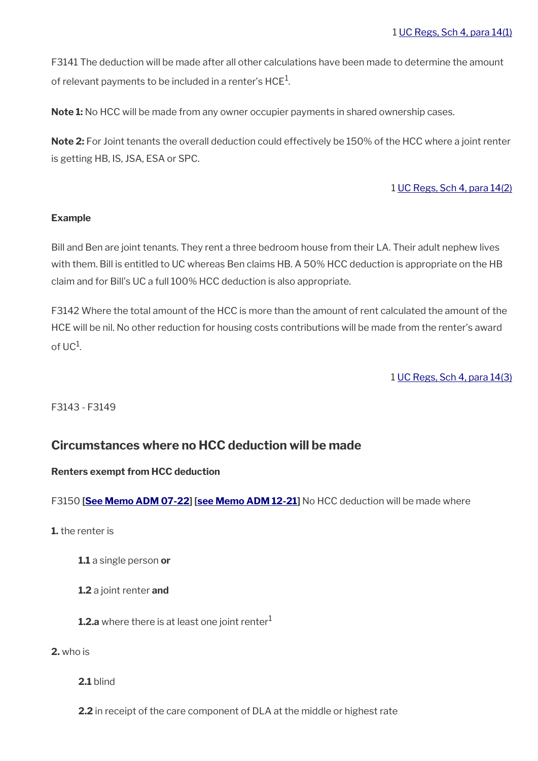1 UC Regs, Sch 4, para 14(1)

F3141 The deduction will be made after all other calculations have been made to determine the amount of relevant payments to be included in a renter's HCE[1].

**Note 1:** No HCC will be made from any owner occupier payments in shared ownership cases.

**Note 2:** For Joint tenants the overall deduction could effectively be 150% of the HCC where a joint renter is getting HB, IS, JSA, ESA or SPC.

1 UC Regs, Sch 4, para 14(2)

**Example**

Bill and Ben are joint tenants. They rent a three bedroom house from their LA. Their adult nephew lives with them. Bill is entitled to UC whereas Ben claims HB. A 50% HCC deduction is appropriate on the HB claim and for Bill's UC a full 100% HCC deduction is also appropriate.

F3142 Where the total amount of the HCC is more than the amount of rent calculated the amount of the HCE will be nil. No other reduction for housing costs contributions will be made from the renter's award of UC[1].

1 UC Regs, Sch 4, para 14(3)

F3143 - F3149

## Circumstances where no HCC deduction will be made

**Renters exempt from HCC deduction**

F3150 **[See Memo ADM 07-22] [see Memo ADM 12-21]** No HCC deduction will be made where

**1.** the renter is

  **1.1** a single person **or**

  **1.2** a joint renter **and**

  **1.2.a** where there is at least one joint renter[1]

**2.** who is

  **2.1** blind

  **2.2** in receipt of the care component of DLA at the middle or highest rate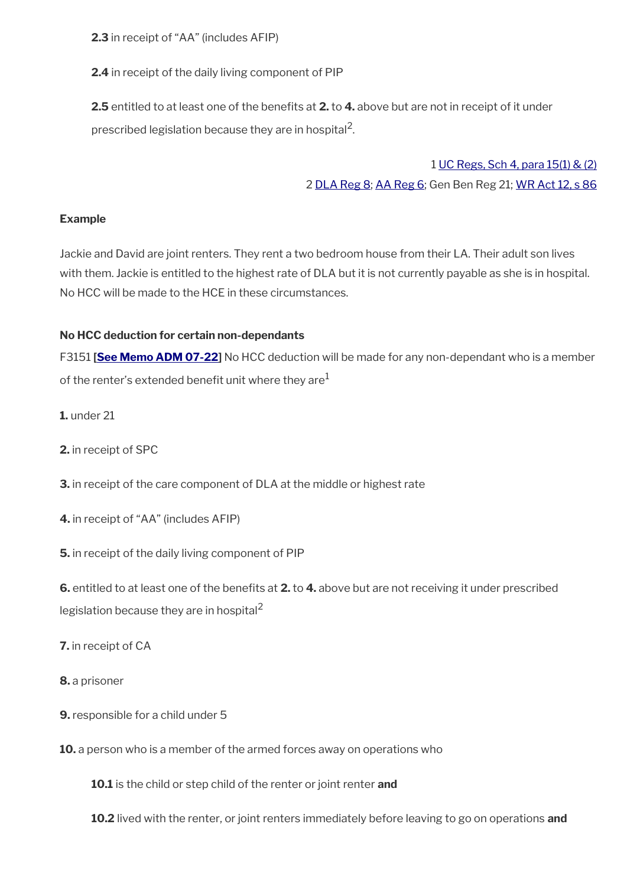**2.3** in receipt of “AA” (includes AFIP)

**2.4** in receipt of the daily living component of PIP

**2.5** entitled to at least one of the benefits at **2.** to **4.** above but are not in receipt of it under prescribed legislation because they are in hospital[2].

1 UC Regs, Sch 4, para 15(1) & (2)
2 DLA Reg 8; AA Reg 6; Gen Ben Reg 21; WR Act 12, s 86

**Example**

Jackie and David are joint renters. They rent a two bedroom house from their LA. Their adult son lives with them. Jackie is entitled to the highest rate of DLA but it is not currently payable as she is in hospital. No HCC will be made to the HCE in these circumstances.

**No HCC deduction for certain non-dependants**

F3151 [**See Memo ADM 07-22**] No HCC deduction will be made for any non-dependant who is a member of the renter’s extended benefit unit where they are[1]

**1.** under 21

**2.** in receipt of SPC

**3.** in receipt of the care component of DLA at the middle or highest rate

**4.** in receipt of “AA” (includes AFIP)

**5.** in receipt of the daily living component of PIP

**6.** entitled to at least one of the benefits at **2.** to **4.** above but are not receiving it under prescribed legislation because they are in hospital[2]

**7.** in receipt of CA

**8.** a prisoner

**9.** responsible for a child under 5

**10.** a person who is a member of the armed forces away on operations who

**10.1** is the child or step child of the renter or joint renter **and**

**10.2** lived with the renter, or joint renters immediately before leaving to go on operations **and**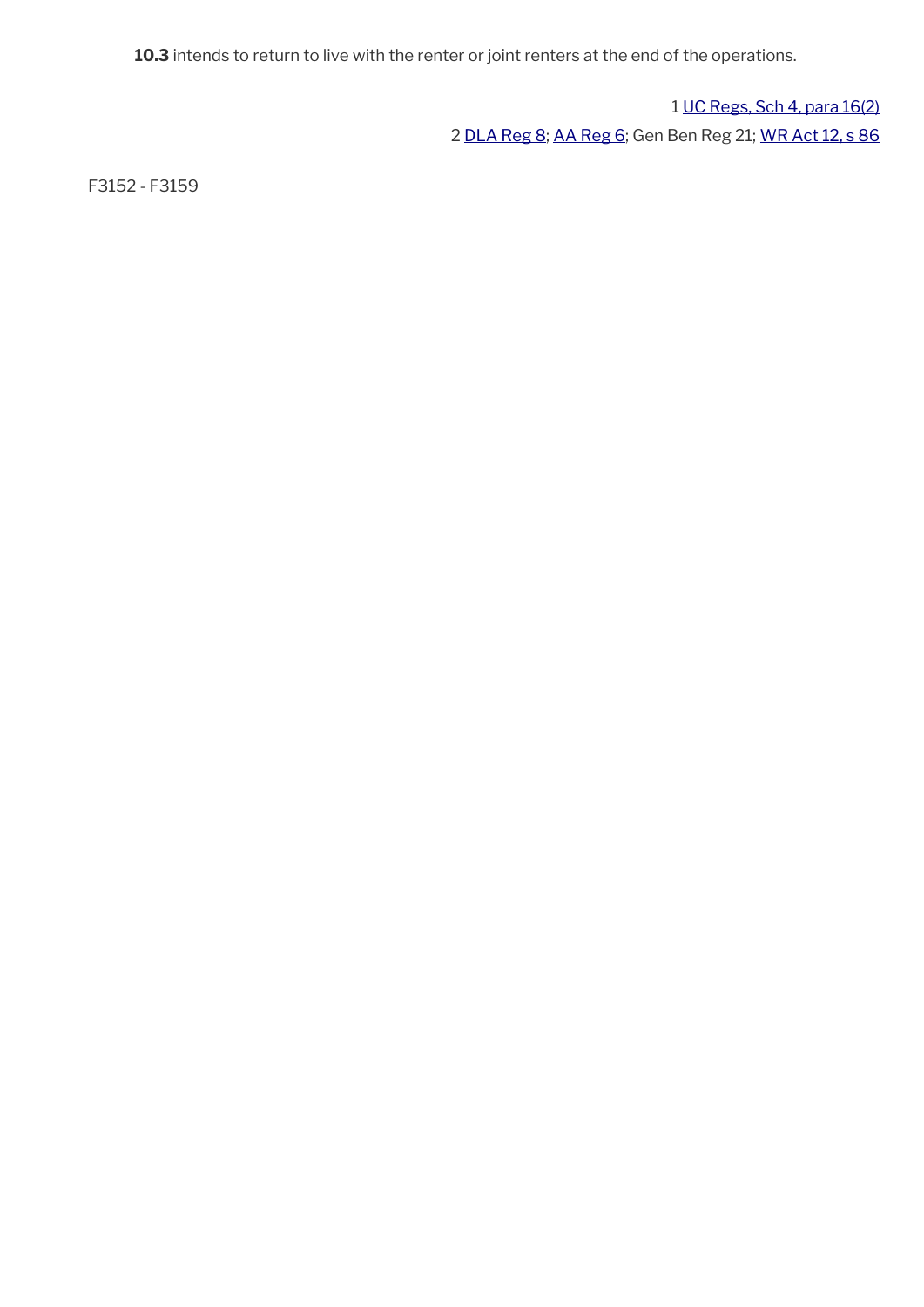**10.3** intends to return to live with the renter or joint renters at the end of the operations.

1 UC Regs, Sch 4, para 16(2)

2 DLA Reg 8; AA Reg 6; Gen Ben Reg 21; WR Act 12, s 86

F3152 - F3159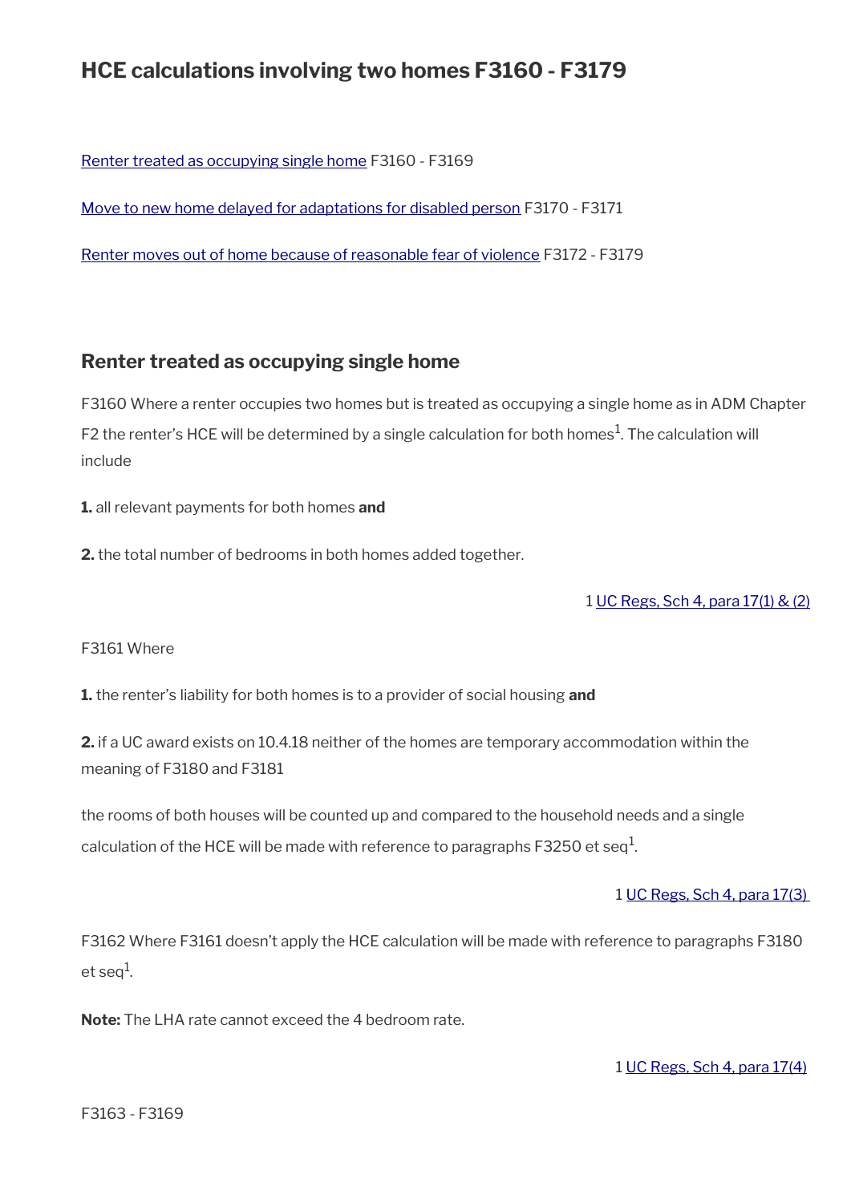# HCE calculations involving two homes F3160 - F3179

[Renter treated as occupying single home](#) F3160 - F3169

[Move to new home delayed for adaptations for disabled person](#) F3170 - F3171

[Renter moves out of home because of reasonable fear of violence](#) F3172 - F3179

## Renter treated as occupying single home

F3160 Where a renter occupies two homes but is treated as occupying a single home as in ADM Chapter F2 the renter's HCE will be determined by a single calculation for both homes[1]. The calculation will include

**1.** all relevant payments for both homes **and**

**2.** the total number of bedrooms in both homes added together.

1 [UC Regs, Sch 4, para 17(1) & (2)](#)

F3161 Where

**1.** the renter's liability for both homes is to a provider of social housing **and**

**2.** if a UC award exists on 10.4.18 neither of the homes are temporary accommodation within the meaning of F3180 and F3181

the rooms of both houses will be counted up and compared to the household needs and a single calculation of the HCE will be made with reference to paragraphs F3250 et seq[1].

1 [UC Regs, Sch 4, para 17(3)](#)

F3162 Where F3161 doesn't apply the HCE calculation will be made with reference to paragraphs F3180 et seq[1].

**Note:** The LHA rate cannot exceed the 4 bedroom rate.

1 [UC Regs, Sch 4, para 17(4)](#)

F3163 - F3169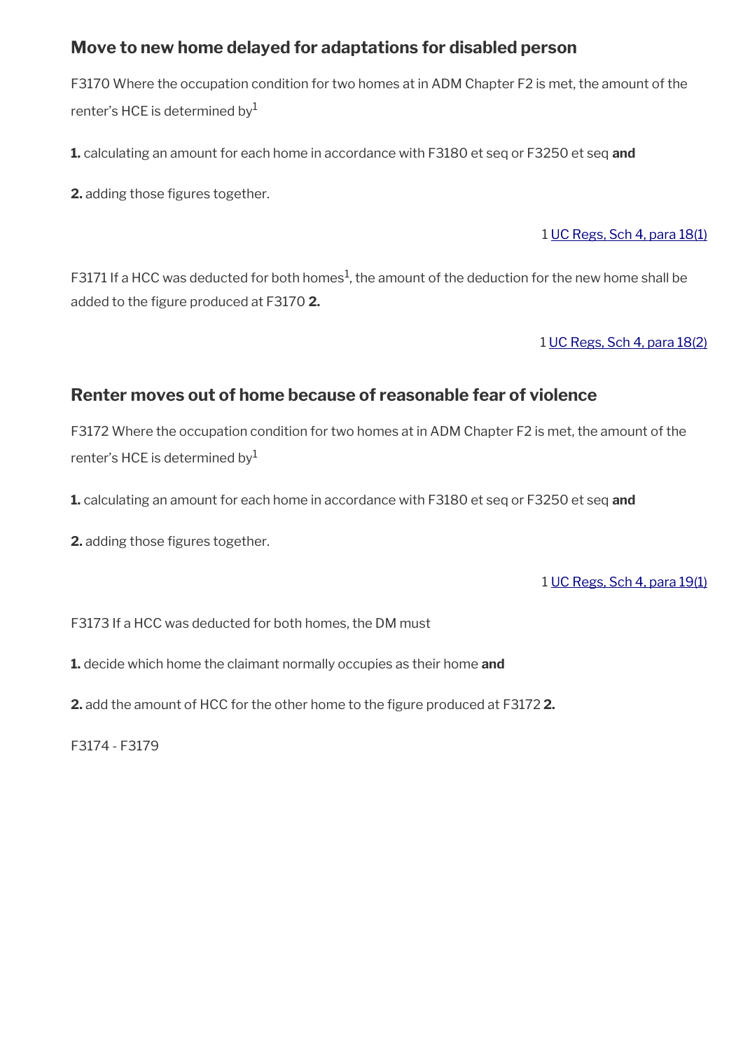## Move to new home delayed for adaptations for disabled person

F3170 Where the occupation condition for two homes at in ADM Chapter F2 is met, the amount of the renter's HCE is determined by[1]

**1.** calculating an amount for each home in accordance with F3180 et seq or F3250 et seq **and**

**2.** adding those figures together.

1 UC Regs, Sch 4, para 18(1)

F3171 If a HCC was deducted for both homes[1], the amount of the deduction for the new home shall be added to the figure produced at F3170 **2.**

1 UC Regs, Sch 4, para 18(2)

## Renter moves out of home because of reasonable fear of violence

F3172 Where the occupation condition for two homes at in ADM Chapter F2 is met, the amount of the renter's HCE is determined by[1]

**1.** calculating an amount for each home in accordance with F3180 et seq or F3250 et seq **and**

**2.** adding those figures together.

1 UC Regs, Sch 4, para 19(1)

F3173 If a HCC was deducted for both homes, the DM must

**1.** decide which home the claimant normally occupies as their home **and**

**2.** add the amount of HCC for the other home to the figure produced at F3172 **2.**

F3174 - F3179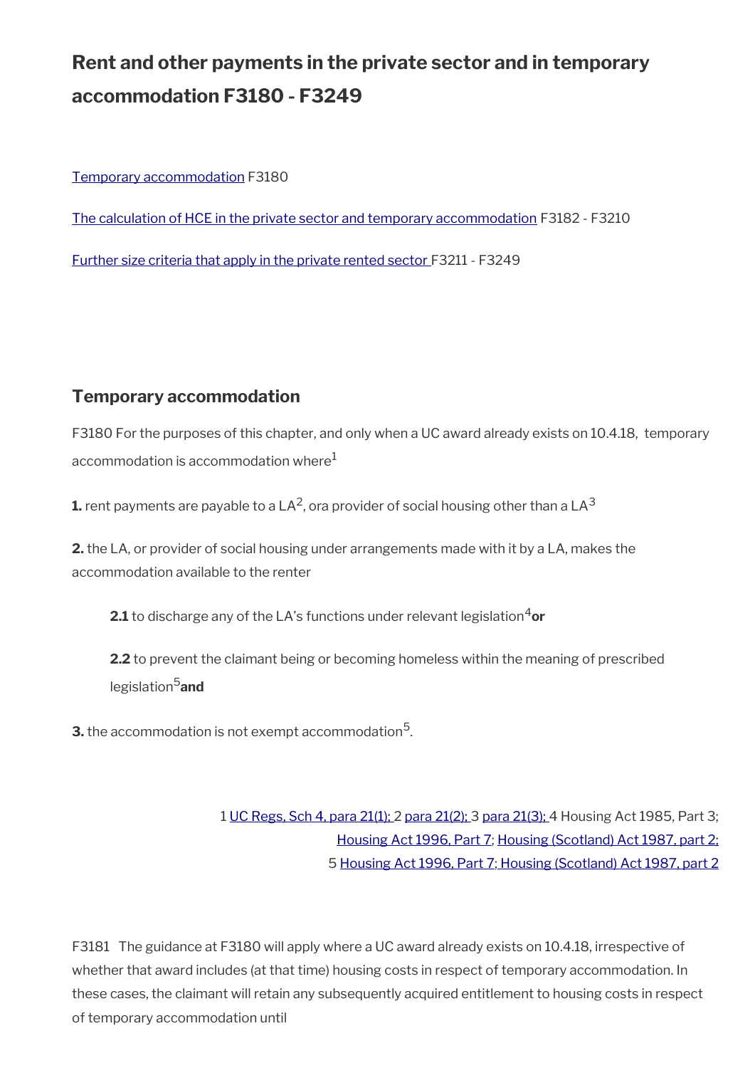# Rent and other payments in the private sector and in temporary accommodation F3180 - F3249

Temporary accommodation F3180

The calculation of HCE in the private sector and temporary accommodation F3182 - F3210

Further size criteria that apply in the private rented sector F3211 - F3249

## Temporary accommodation

F3180 For the purposes of this chapter, and only when a UC award already exists on 10.4.18, temporary accommodation is accommodation where[1]

**1.** rent payments are payable to a LA[2], ora provider of social housing other than a LA[3]

**2.** the LA, or provider of social housing under arrangements made with it by a LA, makes the accommodation available to the renter

> **2.1** to discharge any of the LA's functions under relevant legislation[4] **or**
>
> **2.2** to prevent the claimant being or becoming homeless within the meaning of prescribed legislation[5] **and**

**3.** the accommodation is not exempt accommodation[5].

1 UC Regs, Sch 4, para 21(1); 2 para 21(2); 3 para 21(3); 4 Housing Act 1985, Part 3; Housing Act 1996, Part 7; Housing (Scotland) Act 1987, part 2;
5 Housing Act 1996, Part 7; Housing (Scotland) Act 1987, part 2

F3181 The guidance at F3180 will apply where a UC award already exists on 10.4.18, irrespective of whether that award includes (at that time) housing costs in respect of temporary accommodation. In these cases, the claimant will retain any subsequently acquired entitlement to housing costs in respect of temporary accommodation until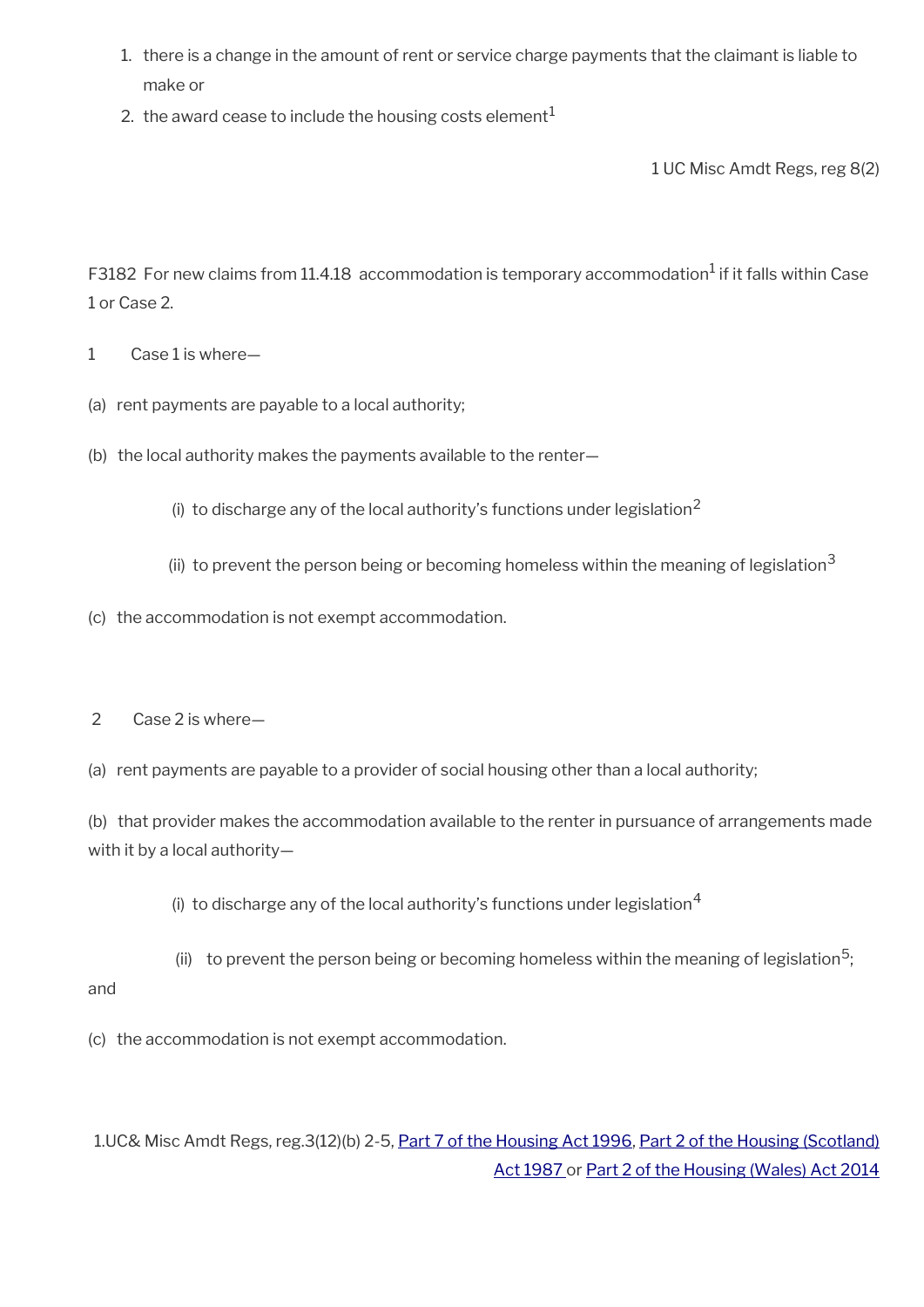1. there is a change in the amount of rent or service charge payments that the claimant is liable to make or
2. the award cease to include the housing costs element[1]

1 UC Misc Amdt Regs, reg 8(2)

F3182 For new claims from 11.4.18 accommodation is temporary accommodation[1] if it falls within Case 1 or Case 2.

1 Case 1 is where—

(a) rent payments are payable to a local authority;

(b) the local authority makes the payments available to the renter—

(i) to discharge any of the local authority's functions under legislation[2]

(ii) to prevent the person being or becoming homeless within the meaning of legislation[3]

(c) the accommodation is not exempt accommodation.

2 Case 2 is where—

(a) rent payments are payable to a provider of social housing other than a local authority;

(b) that provider makes the accommodation available to the renter in pursuance of arrangements made with it by a local authority—

(i) to discharge any of the local authority's functions under legislation[4]

(ii) to prevent the person being or becoming homeless within the meaning of legislation[5]; and

(c) the accommodation is not exempt accommodation.

1.UC& Misc Amdt Regs, reg.3(12)(b) 2-5, [Part 7 of the Housing Act 1996](), [Part 2 of the Housing (Scotland) Act 1987]() or [Part 2 of the Housing (Wales) Act 2014]()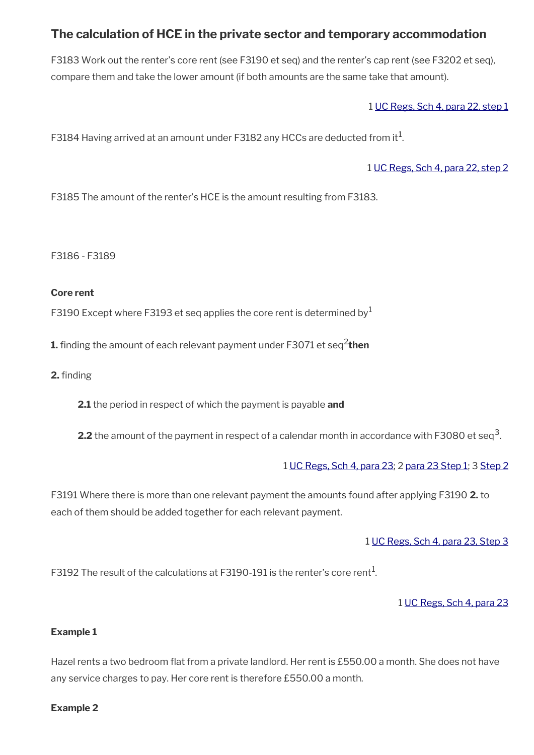## The calculation of HCE in the private sector and temporary accommodation

F3183 Work out the renter's core rent (see F3190 et seq) and the renter's cap rent (see F3202 et seq), compare them and take the lower amount (if both amounts are the same take that amount).

1 UC Regs, Sch 4, para 22, step 1

F3184 Having arrived at an amount under F3182 any HCCs are deducted from it[1].

1 UC Regs, Sch 4, para 22, step 2

F3185 The amount of the renter's HCE is the amount resulting from F3183.

F3186 - F3189

**Core rent**

F3190 Except where F3193 et seq applies the core rent is determined by[1]

**1.** finding the amount of each relevant payment under F3071 et seq[2] **then**

**2.** finding

> **2.1** the period in respect of which the payment is payable **and**
>
> **2.2** the amount of the payment in respect of a calendar month in accordance with F3080 et seq[3].

1 UC Regs, Sch 4, para 23; 2 para 23 Step 1; 3 Step 2

F3191 Where there is more than one relevant payment the amounts found after applying F3190 **2.** to each of them should be added together for each relevant payment.

1 UC Regs, Sch 4, para 23, Step 3

F3192 The result of the calculations at F3190-191 is the renter's core rent[1].

1 UC Regs, Sch 4, para 23

**Example 1**

Hazel rents a two bedroom flat from a private landlord. Her rent is £550.00 a month. She does not have any service charges to pay. Her core rent is therefore £550.00 a month.

**Example 2**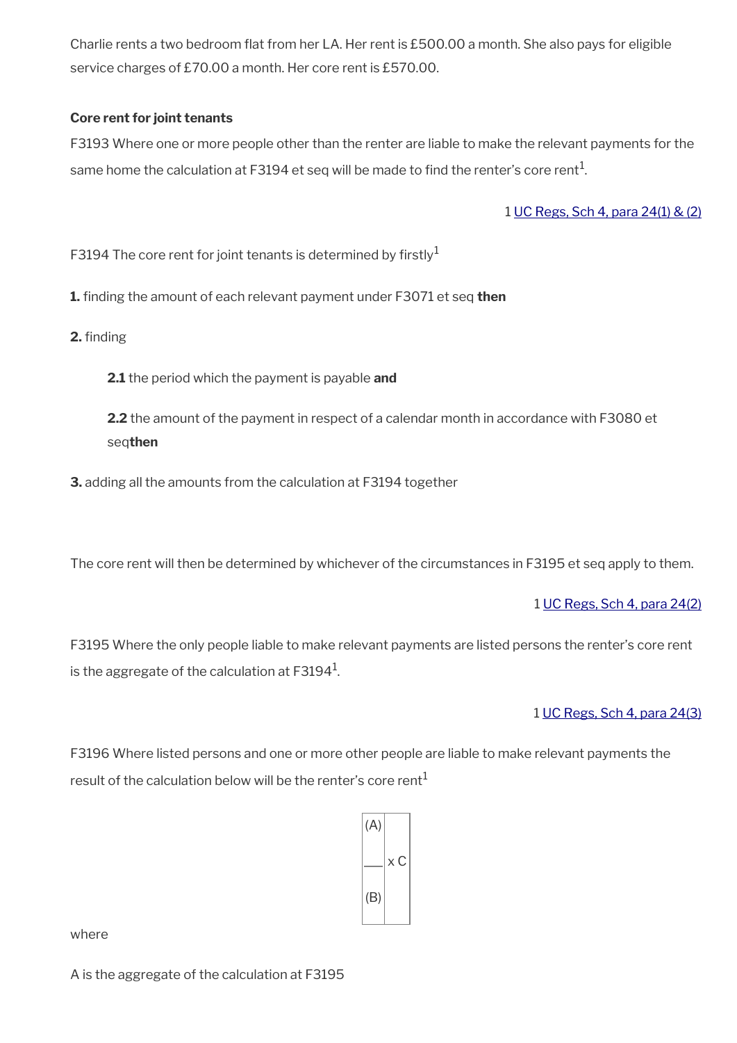Charlie rents a two bedroom flat from her LA. Her rent is £500.00 a month. She also pays for eligible service charges of £70.00 a month. Her core rent is £570.00.

**Core rent for joint tenants**

F3193 Where one or more people other than the renter are liable to make the relevant payments for the same home the calculation at F3194 et seq will be made to find the renter's core rent[1].

1 UC Regs, Sch 4, para 24(1) & (2)

F3194 The core rent for joint tenants is determined by firstly[1]

**1.** finding the amount of each relevant payment under F3071 et seq **then**

**2.** finding

> **2.1** the period which the payment is payable **and**
>
> **2.2** the amount of the payment in respect of a calendar month in accordance with F3080 et seq**then**

**3.** adding all the amounts from the calculation at F3194 together

The core rent will then be determined by whichever of the circumstances in F3195 et seq apply to them.

1 UC Regs, Sch 4, para 24(2)

F3195 Where the only people liable to make relevant payments are listed persons the renter's core rent is the aggregate of the calculation at F3194[1].

1 UC Regs, Sch 4, para 24(3)

F3196 Where listed persons and one or more other people are liable to make relevant payments the result of the calculation below will be the renter's core rent[1]

$$\frac{(A)}{(B)} \times C$$

where

A is the aggregate of the calculation at F3195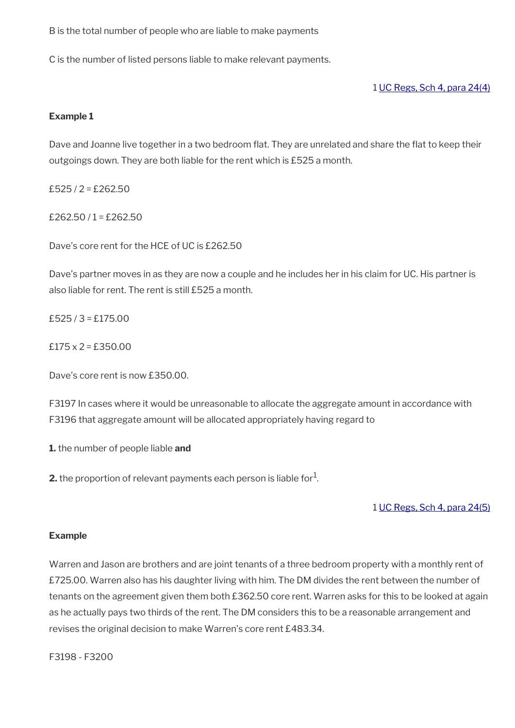B is the total number of people who are liable to make payments

C is the number of listed persons liable to make relevant payments.

1 [UC Regs, Sch 4, para 24(4)](#)

**Example 1**

Dave and Joanne live together in a two bedroom flat. They are unrelated and share the flat to keep their outgoings down. They are both liable for the rent which is £525 a month.

£525 / 2 = £262.50

£262.50 / 1 = £262.50

Dave's core rent for the HCE of UC is £262.50

Dave's partner moves in as they are now a couple and he includes her in his claim for UC. His partner is also liable for rent. The rent is still £525 a month.

£525 / 3 = £175.00

£175 x 2 = £350.00

Dave's core rent is now £350.00.

F3197 In cases where it would be unreasonable to allocate the aggregate amount in accordance with F3196 that aggregate amount will be allocated appropriately having regard to

**1.** the number of people liable **and**

**2.** the proportion of relevant payments each person is liable for[1].

1 [UC Regs, Sch 4, para 24(5)](#)

**Example**

Warren and Jason are brothers and are joint tenants of a three bedroom property with a monthly rent of £725.00. Warren also has his daughter living with him. The DM divides the rent between the number of tenants on the agreement given them both £362.50 core rent. Warren asks for this to be looked at again as he actually pays two thirds of the rent. The DM considers this to be a reasonable arrangement and revises the original decision to make Warren's core rent £483.34.

F3198 - F3200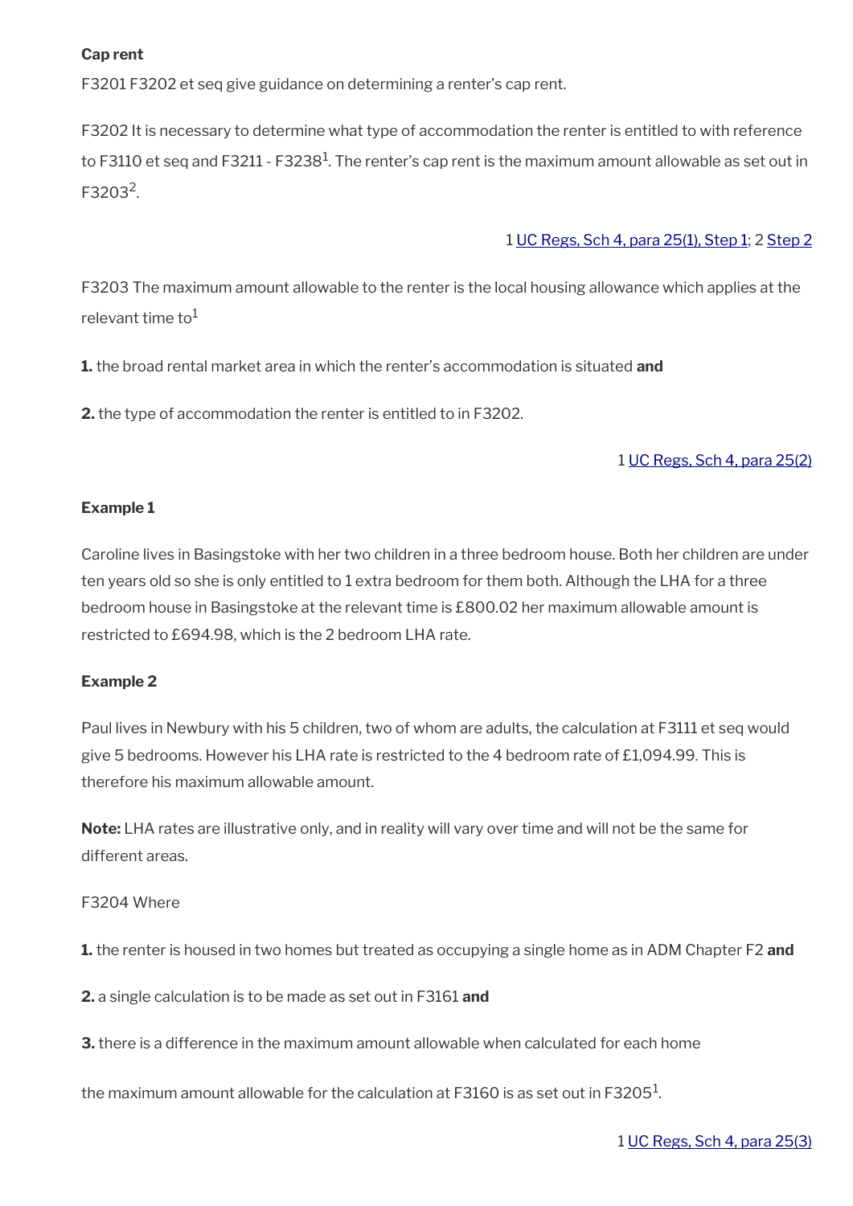**Cap rent**

F3201 F3202 et seq give guidance on determining a renter's cap rent.

F3202 It is necessary to determine what type of accommodation the renter is entitled to with reference to F3110 et seq and F3211 - F3238[1]. The renter's cap rent is the maximum amount allowable as set out in F3203[2].

1 UC Regs, Sch 4, para 25(1), Step 1; 2 Step 2

F3203 The maximum amount allowable to the renter is the local housing allowance which applies at the relevant time to[1]

**1.** the broad rental market area in which the renter's accommodation is situated **and**

**2.** the type of accommodation the renter is entitled to in F3202.

1 UC Regs, Sch 4, para 25(2)

**Example 1**

Caroline lives in Basingstoke with her two children in a three bedroom house. Both her children are under ten years old so she is only entitled to 1 extra bedroom for them both. Although the LHA for a three bedroom house in Basingstoke at the relevant time is £800.02 her maximum allowable amount is restricted to £694.98, which is the 2 bedroom LHA rate.

**Example 2**

Paul lives in Newbury with his 5 children, two of whom are adults, the calculation at F3111 et seq would give 5 bedrooms. However his LHA rate is restricted to the 4 bedroom rate of £1,094.99. This is therefore his maximum allowable amount.

**Note:** LHA rates are illustrative only, and in reality will vary over time and will not be the same for different areas.

F3204 Where

**1.** the renter is housed in two homes but treated as occupying a single home as in ADM Chapter F2 **and**

**2.** a single calculation is to be made as set out in F3161 **and**

**3.** there is a difference in the maximum amount allowable when calculated for each home

the maximum amount allowable for the calculation at F3160 is as set out in F3205[1].

1 UC Regs, Sch 4, para 25(3)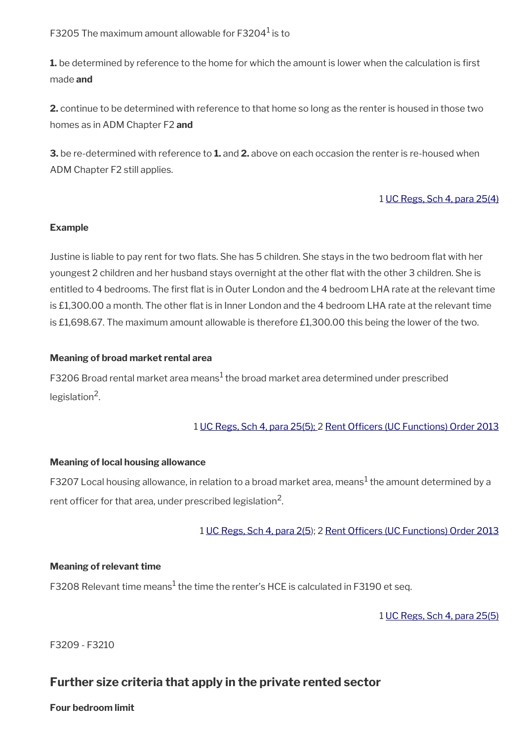F3205 The maximum amount allowable for F3204[1] is to

**1.** be determined by reference to the home for which the amount is lower when the calculation is first made **and**

**2.** continue to be determined with reference to that home so long as the renter is housed in those two homes as in ADM Chapter F2 **and**

**3.** be re-determined with reference to **1.** and **2.** above on each occasion the renter is re-housed when ADM Chapter F2 still applies.

1 UC Regs, Sch 4, para 25(4)

**Example**

Justine is liable to pay rent for two flats. She has 5 children. She stays in the two bedroom flat with her youngest 2 children and her husband stays overnight at the other flat with the other 3 children. She is entitled to 4 bedrooms. The first flat is in Outer London and the 4 bedroom LHA rate at the relevant time is £1,300.00 a month. The other flat is in Inner London and the 4 bedroom LHA rate at the relevant time is £1,698.67. The maximum amount allowable is therefore £1,300.00 this being the lower of the two.

**Meaning of broad market rental area**

F3206 Broad rental market area means[1] the broad market area determined under prescribed legislation[2].

1 UC Regs, Sch 4, para 25(5); 2 Rent Officers (UC Functions) Order 2013

**Meaning of local housing allowance**

F3207 Local housing allowance, in relation to a broad market area, means[1] the amount determined by a rent officer for that area, under prescribed legislation[2].

1 UC Regs, Sch 4, para 2(5); 2 Rent Officers (UC Functions) Order 2013

**Meaning of relevant time**

F3208 Relevant time means[1] the time the renter's HCE is calculated in F3190 et seq.

1 UC Regs, Sch 4, para 25(5)

F3209 - F3210

## Further size criteria that apply in the private rented sector

**Four bedroom limit**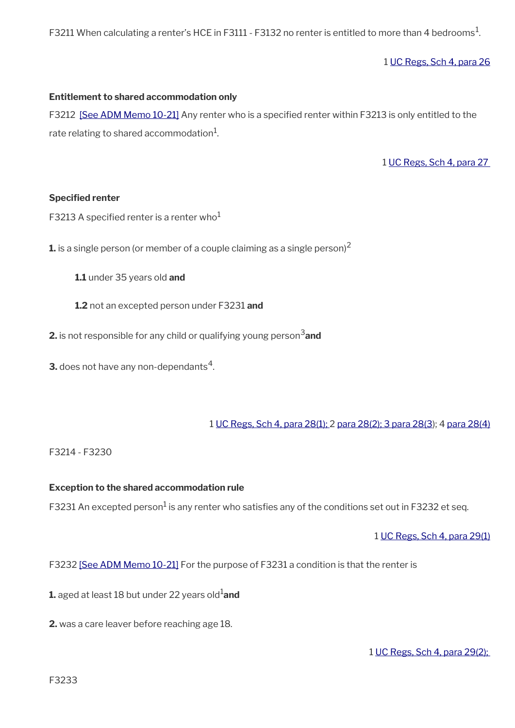F3211 When calculating a renter's HCE in F3111 - F3132 no renter is entitled to more than 4 bedrooms[1].

1 UC Regs, Sch 4, para 26

**Entitlement to shared accommodation only**

F3212 [See ADM Memo 10-21] Any renter who is a specified renter within F3213 is only entitled to the rate relating to shared accommodation[1].

1 UC Regs, Sch 4, para 27

**Specified renter**

F3213 A specified renter is a renter who[1]

**1.** is a single person (or member of a couple claiming as a single person)[2]

**1.1** under 35 years old **and**

**1.2** not an excepted person under F3231 **and**

**2.** is not responsible for any child or qualifying young person[3] **and**

**3.** does not have any non-dependants[4].

1 UC Regs, Sch 4, para 28(1); 2 para 28(2); 3 para 28(3); 4 para 28(4)

F3214 - F3230

**Exception to the shared accommodation rule**

F3231 An excepted person[1] is any renter who satisfies any of the conditions set out in F3232 et seq.

1 UC Regs, Sch 4, para 29(1)

F3232 [See ADM Memo 10-21] For the purpose of F3231 a condition is that the renter is

**1.** aged at least 18 but under 22 years old[1] **and**

**2.** was a care leaver before reaching age 18.

1 UC Regs, Sch 4, para 29(2);

F3233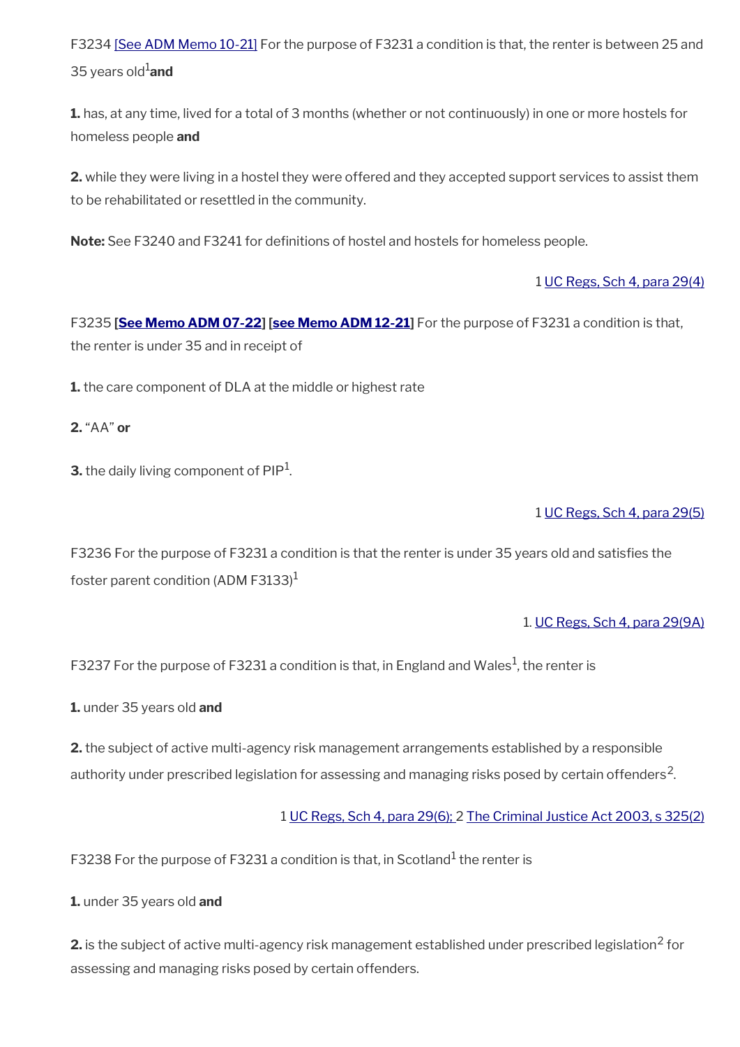F3234 [See ADM Memo 10-21] For the purpose of F3231 a condition is that, the renter is between 25 and 35 years old[1] **and**

**1.** has, at any time, lived for a total of 3 months (whether or not continuously) in one or more hostels for homeless people **and**

**2.** while they were living in a hostel they were offered and they accepted support services to assist them to be rehabilitated or resettled in the community.

**Note:** See F3240 and F3241 for definitions of hostel and hostels for homeless people.

1 UC Regs, Sch 4, para 29(4)

F3235 **[See Memo ADM 07-22]** **[see Memo ADM 12-21]** For the purpose of F3231 a condition is that, the renter is under 35 and in receipt of

**1.** the care component of DLA at the middle or highest rate

**2.** "AA" **or**

**3.** the daily living component of PIP[1].

1 UC Regs, Sch 4, para 29(5)

F3236 For the purpose of F3231 a condition is that the renter is under 35 years old and satisfies the foster parent condition (ADM F3133)[1]

1. UC Regs, Sch 4, para 29(9A)

F3237 For the purpose of F3231 a condition is that, in England and Wales[1], the renter is

**1.** under 35 years old **and**

**2.** the subject of active multi-agency risk management arrangements established by a responsible authority under prescribed legislation for assessing and managing risks posed by certain offenders[2].

1 UC Regs, Sch 4, para 29(6); 2 The Criminal Justice Act 2003, s 325(2)

F3238 For the purpose of F3231 a condition is that, in Scotland[1] the renter is

**1.** under 35 years old **and**

**2.** is the subject of active multi-agency risk management established under prescribed legislation[2] for assessing and managing risks posed by certain offenders.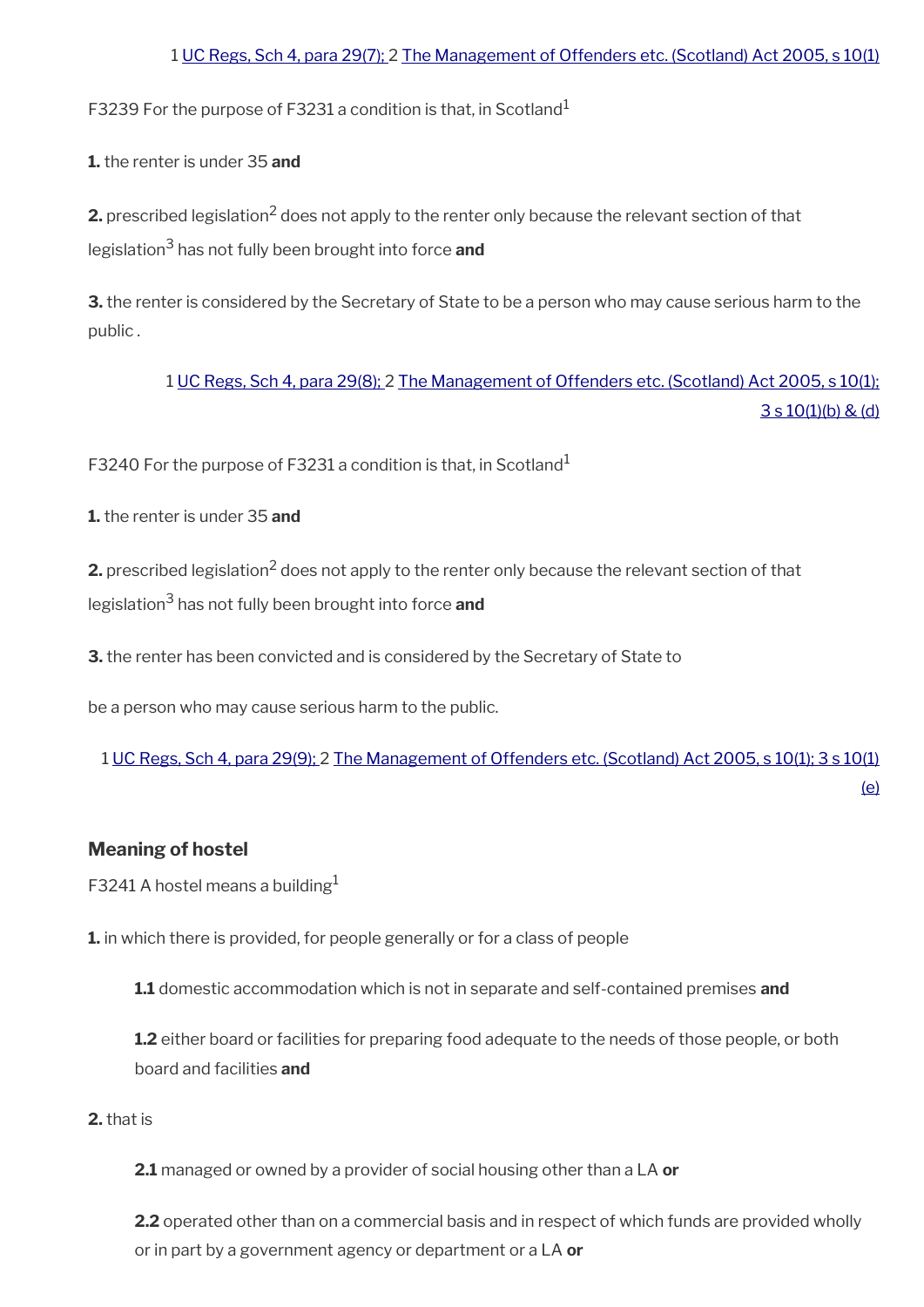1 UC Regs, Sch 4, para 29(7); 2 The Management of Offenders etc. (Scotland) Act 2005, s 10(1)

F3239 For the purpose of F3231 a condition is that, in Scotland[1]

**1.** the renter is under 35 **and**

**2.** prescribed legislation[2] does not apply to the renter only because the relevant section of that legislation[3] has not fully been brought into force **and**

**3.** the renter is considered by the Secretary of State to be a person who may cause serious harm to the public .

1 UC Regs, Sch 4, para 29(8); 2 The Management of Offenders etc. (Scotland) Act 2005, s 10(1); 3 s 10(1)(b) & (d)

F3240 For the purpose of F3231 a condition is that, in Scotland[1]

**1.** the renter is under 35 **and**

**2.** prescribed legislation[2] does not apply to the renter only because the relevant section of that legislation[3] has not fully been brought into force **and**

**3.** the renter has been convicted and is considered by the Secretary of State to

be a person who may cause serious harm to the public.

1 UC Regs, Sch 4, para 29(9); 2 The Management of Offenders etc. (Scotland) Act 2005, s 10(1); 3 s 10(1)(e)

### Meaning of hostel

F3241 A hostel means a building[1]

**1.** in which there is provided, for people generally or for a class of people

> **1.1** domestic accommodation which is not in separate and self-contained premises **and**
>
> **1.2** either board or facilities for preparing food adequate to the needs of those people, or both board and facilities **and**

**2.** that is

> **2.1** managed or owned by a provider of social housing other than a LA **or**
>
> **2.2** operated other than on a commercial basis and in respect of which funds are provided wholly or in part by a government agency or department or a LA **or**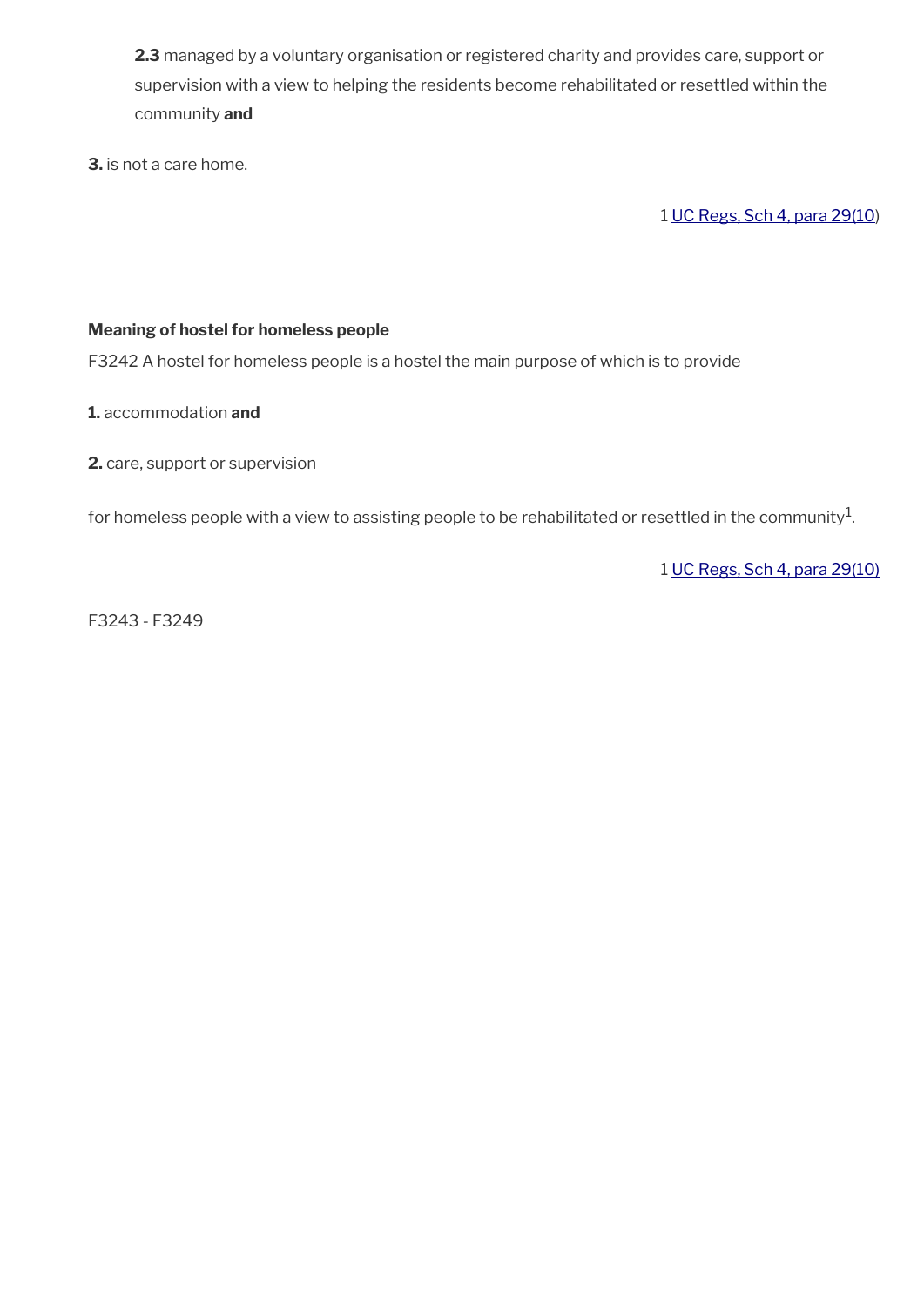**2.3** managed by a voluntary organisation or registered charity and provides care, support or supervision with a view to helping the residents become rehabilitated or resettled within the community **and**

**3.** is not a care home.

1 UC Regs, Sch 4, para 29(10)

**Meaning of hostel for homeless people**

F3242 A hostel for homeless people is a hostel the main purpose of which is to provide

**1.** accommodation **and**

**2.** care, support or supervision

for homeless people with a view to assisting people to be rehabilitated or resettled in the community[1].

1 UC Regs, Sch 4, para 29(10)

F3243 - F3249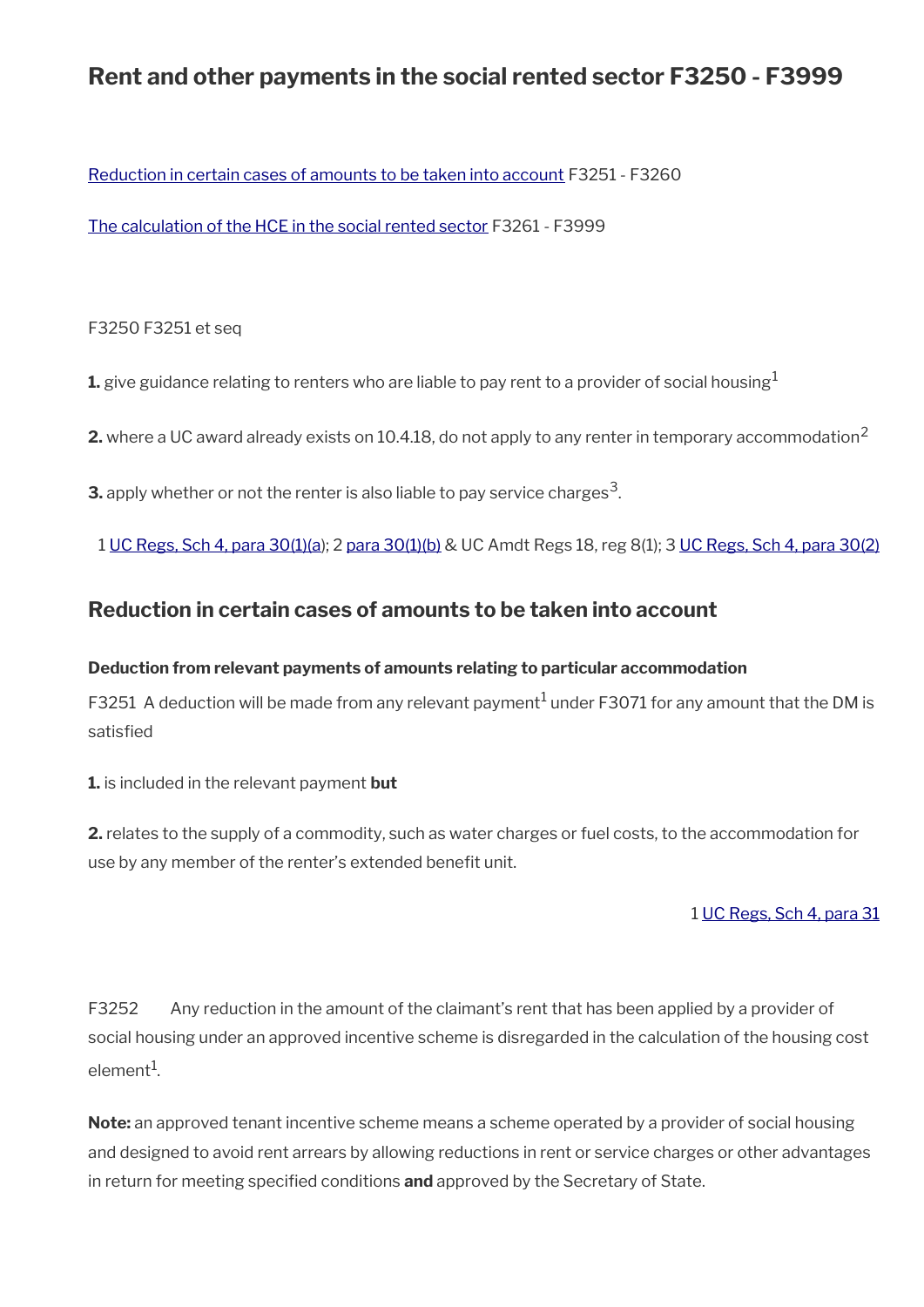# Rent and other payments in the social rented sector F3250 - F3999

[Reduction in certain cases of amounts to be taken into account](#) F3251 - F3260

[The calculation of the HCE in the social rented sector](#) F3261 - F3999

F3250 F3251 et seq

**1.** give guidance relating to renters who are liable to pay rent to a provider of social housing[1]

**2.** where a UC award already exists on 10.4.18, do not apply to any renter in temporary accommodation[2]

**3.** apply whether or not the renter is also liable to pay service charges[3].

1 UC Regs, Sch 4, para 30(1)(a); 2 para 30(1)(b) & UC Amdt Regs 18, reg 8(1); 3 UC Regs, Sch 4, para 30(2)

## Reduction in certain cases of amounts to be taken into account

**Deduction from relevant payments of amounts relating to particular accommodation**

F3251 A deduction will be made from any relevant payment[1] under F3071 for any amount that the DM is satisfied

**1.** is included in the relevant payment **but**

**2.** relates to the supply of a commodity, such as water charges or fuel costs, to the accommodation for use by any member of the renter's extended benefit unit.

1 UC Regs, Sch 4, para 31

F3252 Any reduction in the amount of the claimant's rent that has been applied by a provider of social housing under an approved incentive scheme is disregarded in the calculation of the housing cost element[1].

**Note:** an approved tenant incentive scheme means a scheme operated by a provider of social housing and designed to avoid rent arrears by allowing reductions in rent or service charges or other advantages in return for meeting specified conditions **and** approved by the Secretary of State.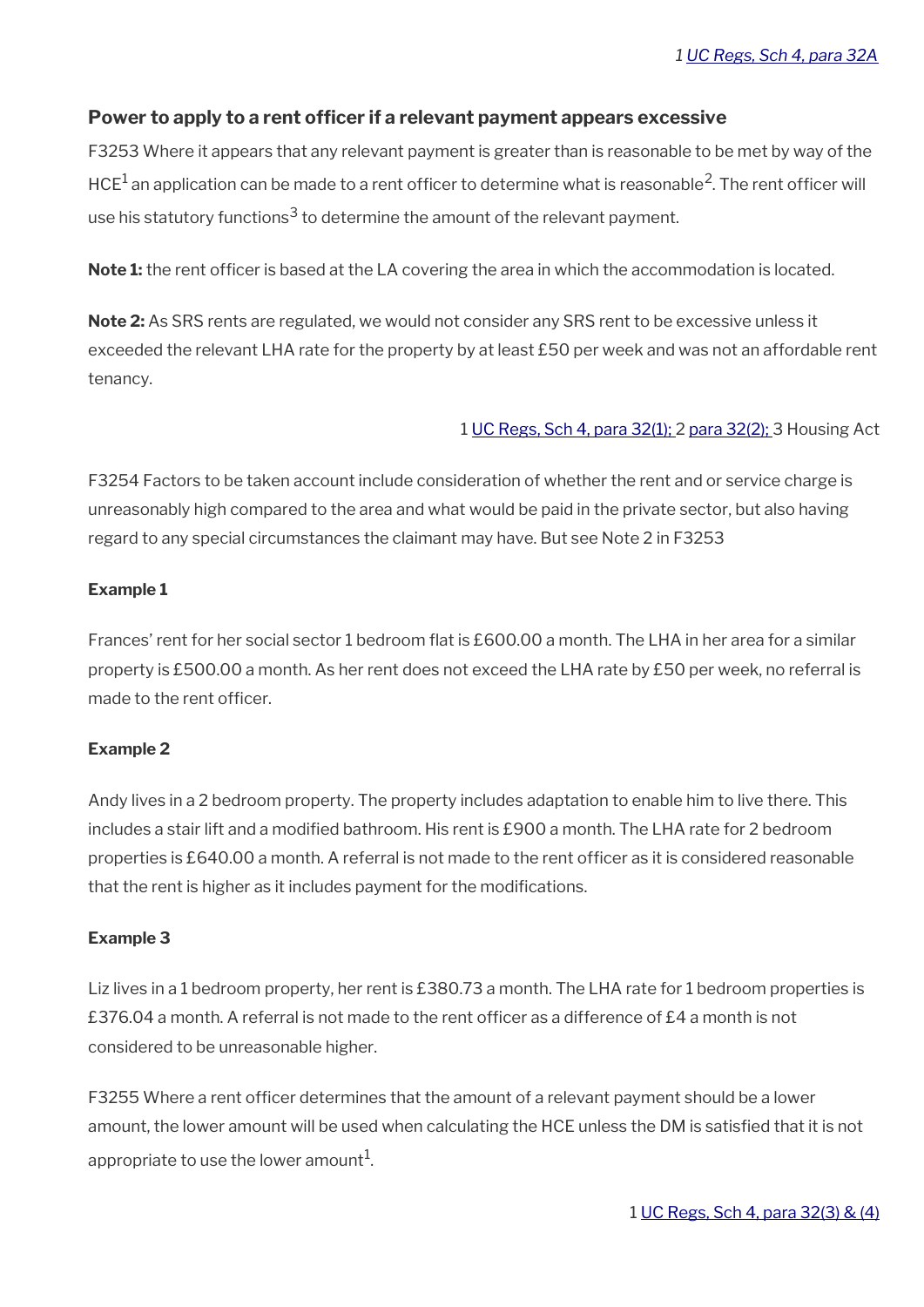*1 UC Regs, Sch 4, para 32A*

### Power to apply to a rent officer if a relevant payment appears excessive

F3253 Where it appears that any relevant payment is greater than is reasonable to be met by way of the HCE[1] an application can be made to a rent officer to determine what is reasonable[2]. The rent officer will use his statutory functions[3] to determine the amount of the relevant payment.

**Note 1:** the rent officer is based at the LA covering the area in which the accommodation is located.

**Note 2:** As SRS rents are regulated, we would not consider any SRS rent to be excessive unless it exceeded the relevant LHA rate for the property by at least £50 per week and was not an affordable rent tenancy.

1 UC Regs, Sch 4, para 32(1); 2 para 32(2); 3 Housing Act

F3254 Factors to be taken account include consideration of whether the rent and or service charge is unreasonably high compared to the area and what would be paid in the private sector, but also having regard to any special circumstances the claimant may have. But see Note 2 in F3253

**Example 1**

Frances' rent for her social sector 1 bedroom flat is £600.00 a month. The LHA in her area for a similar property is £500.00 a month. As her rent does not exceed the LHA rate by £50 per week, no referral is made to the rent officer.

**Example 2**

Andy lives in a 2 bedroom property. The property includes adaptation to enable him to live there. This includes a stair lift and a modified bathroom. His rent is £900 a month. The LHA rate for 2 bedroom properties is £640.00 a month. A referral is not made to the rent officer as it is considered reasonable that the rent is higher as it includes payment for the modifications.

**Example 3**

Liz lives in a 1 bedroom property, her rent is £380.73 a month. The LHA rate for 1 bedroom properties is £376.04 a month. A referral is not made to the rent officer as a difference of £4 a month is not considered to be unreasonable higher.

F3255 Where a rent officer determines that the amount of a relevant payment should be a lower amount, the lower amount will be used when calculating the HCE unless the DM is satisfied that it is not appropriate to use the lower amount[1].

1 UC Regs, Sch 4, para 32(3) & (4)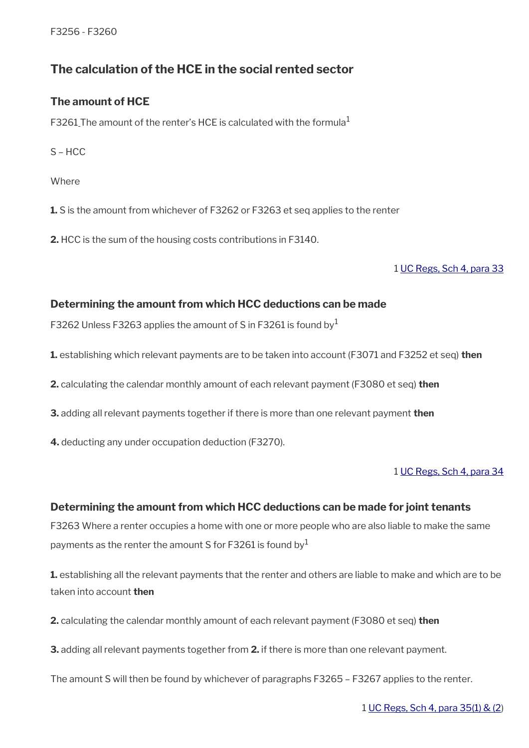F3256 - F3260

## The calculation of the HCE in the social rented sector

### The amount of HCE

F3261 The amount of the renter's HCE is calculated with the formula[1]

S – HCC

Where

**1.** S is the amount from whichever of F3262 or F3263 et seq applies to the renter

**2.** HCC is the sum of the housing costs contributions in F3140.

1 UC Regs, Sch 4, para 33

### Determining the amount from which HCC deductions can be made

F3262 Unless F3263 applies the amount of S in F3261 is found by[1]

**1.** establishing which relevant payments are to be taken into account (F3071 and F3252 et seq) **then**

**2.** calculating the calendar monthly amount of each relevant payment (F3080 et seq) **then**

**3.** adding all relevant payments together if there is more than one relevant payment **then**

**4.** deducting any under occupation deduction (F3270).

1 UC Regs, Sch 4, para 34

### Determining the amount from which HCC deductions can be made for joint tenants

F3263 Where a renter occupies a home with one or more people who are also liable to make the same payments as the renter the amount S for F3261 is found by[1]

**1.** establishing all the relevant payments that the renter and others are liable to make and which are to be taken into account **then**

**2.** calculating the calendar monthly amount of each relevant payment (F3080 et seq) **then**

**3.** adding all relevant payments together from **2.** if there is more than one relevant payment.

The amount S will then be found by whichever of paragraphs F3265 – F3267 applies to the renter.

1 UC Regs, Sch 4, para 35(1) & (2)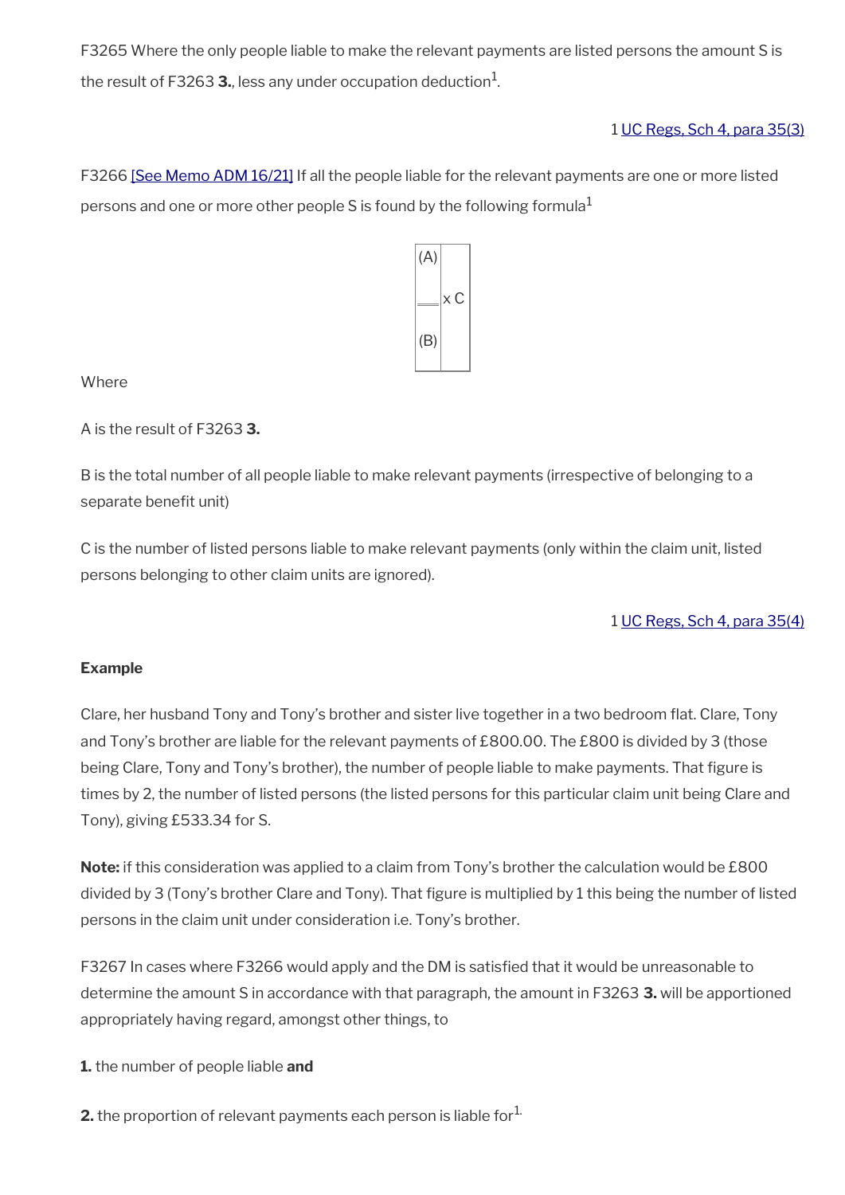F3265 Where the only people liable to make the relevant payments are listed persons the amount S is the result of F3263 **3.**, less any under occupation deduction[1].

1 UC Regs, Sch 4, para 35(3)

F3266 [See Memo ADM 16/21] If all the people liable for the relevant payments are one or more listed persons and one or more other people S is found by the following formula[1]

$$\frac{(A)}{(B)} \times C$$

Where

A is the result of F3263 **3.**

B is the total number of all people liable to make relevant payments (irrespective of belonging to a separate benefit unit)

C is the number of listed persons liable to make relevant payments (only within the claim unit, listed persons belonging to other claim units are ignored).

1 UC Regs, Sch 4, para 35(4)

**Example**

Clare, her husband Tony and Tony's brother and sister live together in a two bedroom flat. Clare, Tony and Tony's brother are liable for the relevant payments of £800.00. The £800 is divided by 3 (those being Clare, Tony and Tony's brother), the number of people liable to make payments. That figure is times by 2, the number of listed persons (the listed persons for this particular claim unit being Clare and Tony), giving £533.34 for S.

**Note:** if this consideration was applied to a claim from Tony's brother the calculation would be £800 divided by 3 (Tony's brother Clare and Tony). That figure is multiplied by 1 this being the number of listed persons in the claim unit under consideration i.e. Tony's brother.

F3267 In cases where F3266 would apply and the DM is satisfied that it would be unreasonable to determine the amount S in accordance with that paragraph, the amount in F3263 **3.** will be apportioned appropriately having regard, amongst other things, to

**1.** the number of people liable **and**

**2.** the proportion of relevant payments each person is liable for[1].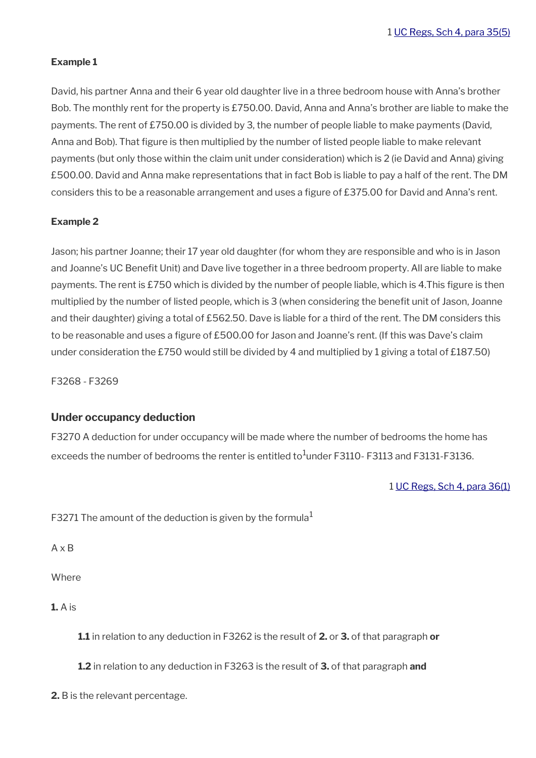1 [UC Regs, Sch 4, para 35(5)]

**Example 1**

David, his partner Anna and their 6 year old daughter live in a three bedroom house with Anna's brother Bob. The monthly rent for the property is £750.00. David, Anna and Anna's brother are liable to make the payments. The rent of £750.00 is divided by 3, the number of people liable to make payments (David, Anna and Bob). That figure is then multiplied by the number of listed people liable to make relevant payments (but only those within the claim unit under consideration) which is 2 (ie David and Anna) giving £500.00. David and Anna make representations that in fact Bob is liable to pay a half of the rent. The DM considers this to be a reasonable arrangement and uses a figure of £375.00 for David and Anna's rent.

**Example 2**

Jason; his partner Joanne; their 17 year old daughter (for whom they are responsible and who is in Jason and Joanne's UC Benefit Unit) and Dave live together in a three bedroom property. All are liable to make payments. The rent is £750 which is divided by the number of people liable, which is 4.This figure is then multiplied by the number of listed people, which is 3 (when considering the benefit unit of Jason, Joanne and their daughter) giving a total of £562.50. Dave is liable for a third of the rent. The DM considers this to be reasonable and uses a figure of £500.00 for Jason and Joanne's rent. (If this was Dave's claim under consideration the £750 would still be divided by 4 and multiplied by 1 giving a total of £187.50)

F3268 - F3269

### Under occupancy deduction

F3270 A deduction for under occupancy will be made where the number of bedrooms the home has exceeds the number of bedrooms the renter is entitled to[1] under F3110- F3113 and F3131-F3136.

1 [UC Regs, Sch 4, para 36(1)]

F3271 The amount of the deduction is given by the formula[1]

A x B

Where

**1.** A is

> **1.1** in relation to any deduction in F3262 is the result of **2.** or **3.** of that paragraph **or**
>
> **1.2** in relation to any deduction in F3263 is the result of **3.** of that paragraph **and**

**2.** B is the relevant percentage.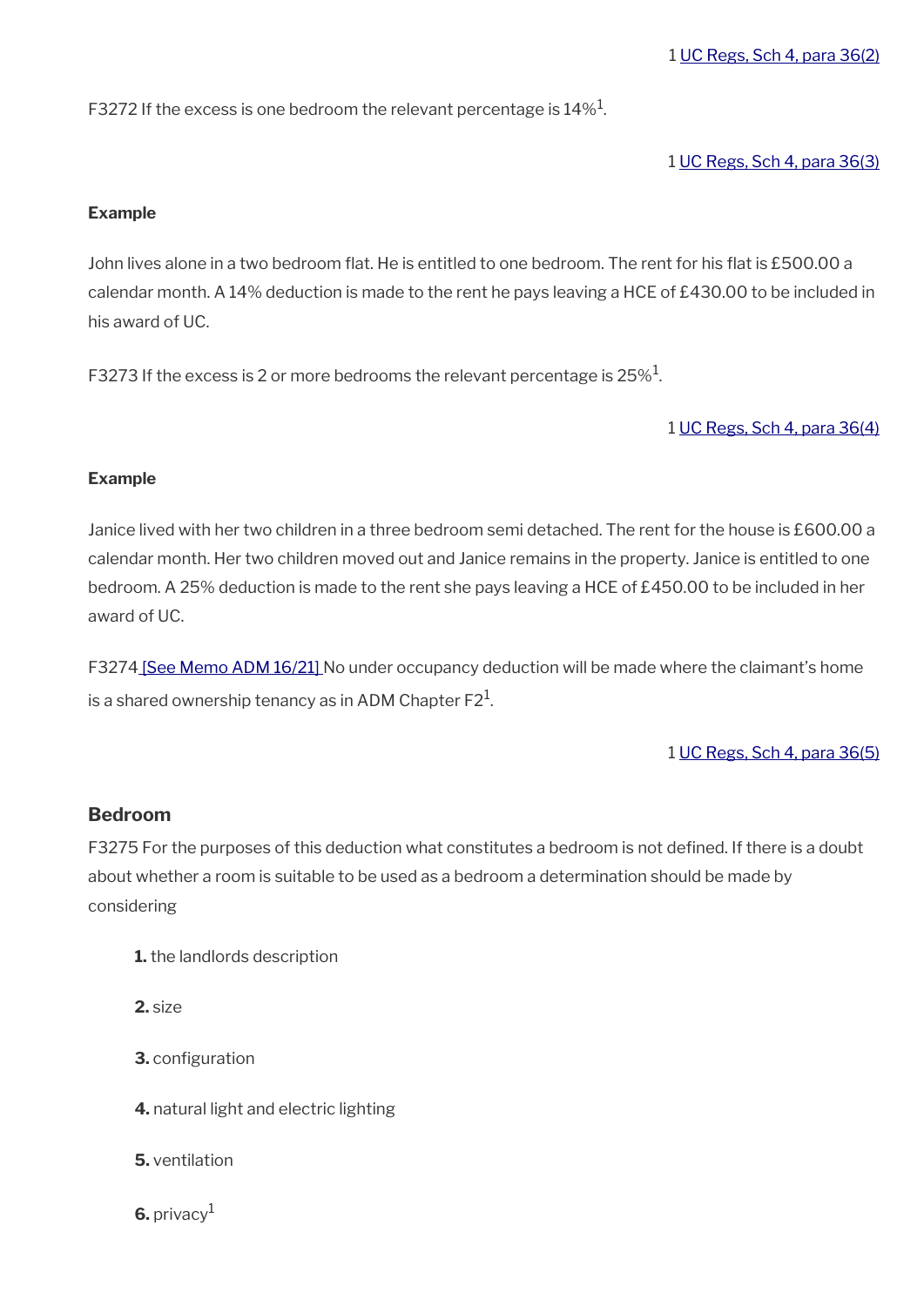1 [UC Regs, Sch 4, para 36(2)]

F3272 If the excess is one bedroom the relevant percentage is 14%[1].

1 [UC Regs, Sch 4, para 36(3)]

**Example**

John lives alone in a two bedroom flat. He is entitled to one bedroom. The rent for his flat is £500.00 a calendar month. A 14% deduction is made to the rent he pays leaving a HCE of £430.00 to be included in his award of UC.

F3273 If the excess is 2 or more bedrooms the relevant percentage is 25%[1].

1 [UC Regs, Sch 4, para 36(4)]

**Example**

Janice lived with her two children in a three bedroom semi detached. The rent for the house is £600.00 a calendar month. Her two children moved out and Janice remains in the property. Janice is entitled to one bedroom. A 25% deduction is made to the rent she pays leaving a HCE of £450.00 to be included in her award of UC.

F3274 [See Memo ADM 16/21] No under occupancy deduction will be made where the claimant's home is a shared ownership tenancy as in ADM Chapter F2[1].

1 [UC Regs, Sch 4, para 36(5)]

### Bedroom

F3275 For the purposes of this deduction what constitutes a bedroom is not defined. If there is a doubt about whether a room is suitable to be used as a bedroom a determination should be made by considering

1. the landlords description
2. size
3. configuration
4. natural light and electric lighting
5. ventilation
6. privacy[1]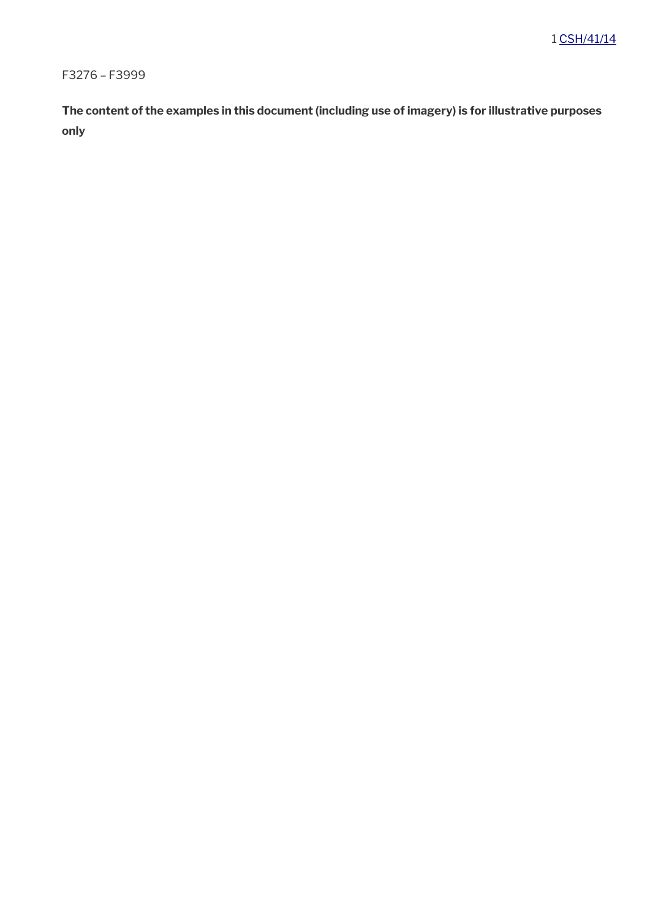1 CSH/41/14

F3276 – F3999

**The content of the examples in this document (including use of imagery) is for illustrative purposes only**